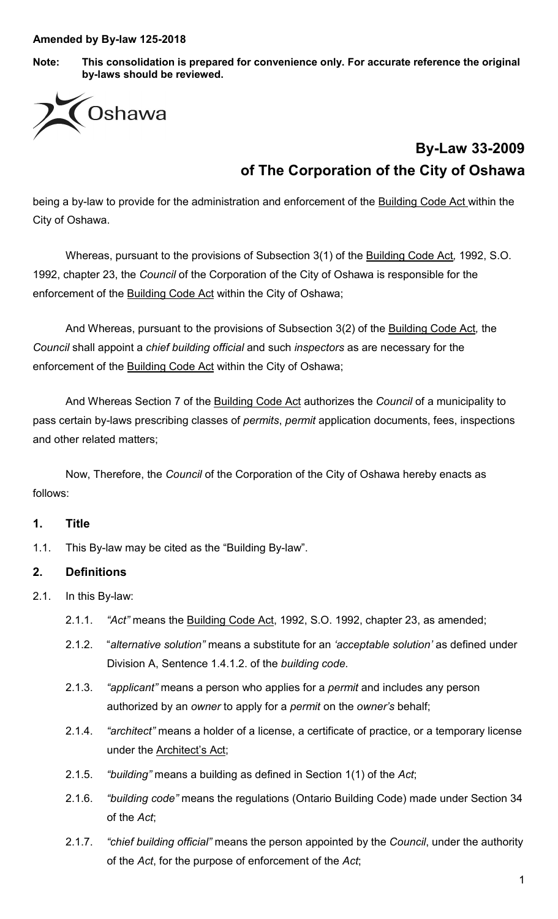**Amended by By-law 125-2018**

**Note: This consolidation is prepared for convenience only. For accurate reference the original by-laws should be reviewed.**

Oshawa

# By-Law 33-2009
# of The Corporation of the City of Oshawa

being a by-law to provide for the administration and enforcement of the Building Code Act within the City of Oshawa.

Whereas, pursuant to the provisions of Subsection 3(1) of the Building Code Act, 1992, S.O. 1992, chapter 23, the *Council* of the Corporation of the City of Oshawa is responsible for the enforcement of the Building Code Act within the City of Oshawa;

And Whereas, pursuant to the provisions of Subsection 3(2) of the Building Code Act, the *Council* shall appoint a *chief building official* and such *inspectors* as are necessary for the enforcement of the Building Code Act within the City of Oshawa;

And Whereas Section 7 of the Building Code Act authorizes the *Council* of a municipality to pass certain by-laws prescribing classes of *permits*, *permit* application documents, fees, inspections and other related matters;

Now, Therefore, the *Council* of the Corporation of the City of Oshawa hereby enacts as follows:

## 1. Title

1.1. This By-law may be cited as the "Building By-law".

## 2. Definitions

2.1. In this By-law:

2.1.1. *"Act"* means the Building Code Act, 1992, S.O. 1992, chapter 23, as amended;

2.1.2. "*alternative solution"* means a substitute for an *'acceptable solution'* as defined under Division A, Sentence 1.4.1.2. of the *building code.*

2.1.3. *"applicant"* means a person who applies for a *permit* and includes any person authorized by an *owner* to apply for a *permit* on the *owner's* behalf;

2.1.4. *"architect"* means a holder of a license, a certificate of practice, or a temporary license under the Architect's Act;

2.1.5. *"building"* means a building as defined in Section 1(1) of the *Act*;

2.1.6. *"building code"* means the regulations (Ontario Building Code) made under Section 34 of the *Act*;

2.1.7. *"chief building official"* means the person appointed by the *Council*, under the authority of the *Act*, for the purpose of enforcement of the *Act*;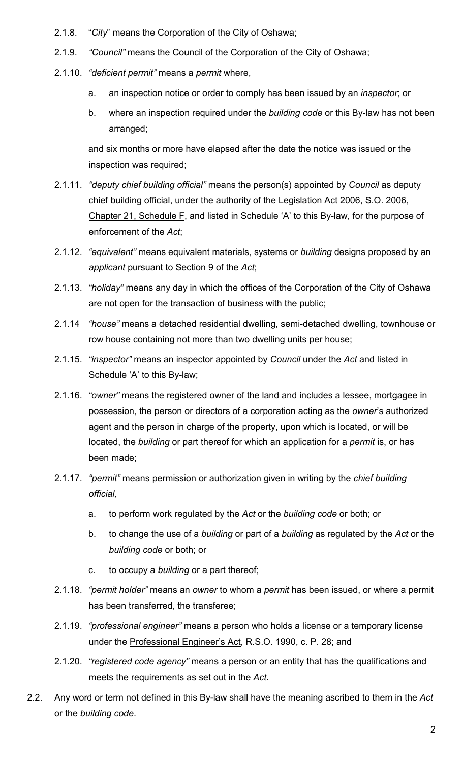2.1.8. "*City*" means the Corporation of the City of Oshawa;

2.1.9. *"Council"* means the Council of the Corporation of the City of Oshawa;

2.1.10. *"deficient permit"* means a *permit* where,

   a. an inspection notice or order to comply has been issued by an *inspector*; or

   b. where an inspection required under the *building code* or this By-law has not been arranged;

   and six months or more have elapsed after the date the notice was issued or the inspection was required;

2.1.11. *"deputy chief building official"* means the person(s) appointed by *Council* as deputy chief building official, under the authority of the Legislation Act 2006, S.O. 2006, Chapter 21, Schedule F, and listed in Schedule 'A' to this By-law, for the purpose of enforcement of the *Act*;

2.1.12. *"equivalent"* means equivalent materials, systems or *building* designs proposed by an *applicant* pursuant to Section 9 of the *Act*;

2.1.13. *"holiday"* means any day in which the offices of the Corporation of the City of Oshawa are not open for the transaction of business with the public;

2.1.14 *"house"* means a detached residential dwelling, semi-detached dwelling, townhouse or row house containing not more than two dwelling units per house;

2.1.15. *"inspector"* means an inspector appointed by *Council* under the *Act* and listed in Schedule 'A' to this By-law;

2.1.16. *"owner"* means the registered owner of the land and includes a lessee, mortgagee in possession, the person or directors of a corporation acting as the *owner*'s authorized agent and the person in charge of the property, upon which is located, or will be located, the *building* or part thereof for which an application for a *permit* is, or has been made;

2.1.17. *"permit"* means permission or authorization given in writing by the *chief building official,*

   a. to perform work regulated by the *Act* or the *building code* or both; or

   b. to change the use of a *building* or part of a *building* as regulated by the *Act* or the *building code* or both; or

   c. to occupy a *building* or a part thereof;

2.1.18. *"permit holder"* means an *owner* to whom a *permit* has been issued, or where a permit has been transferred, the transferee;

2.1.19. *"professional engineer"* means a person who holds a license or a temporary license under the Professional Engineer's Act, R.S.O. 1990, c. P. 28; and

2.1.20. *"registered code agency"* means a person or an entity that has the qualifications and meets the requirements as set out in the *Act*.

2.2. Any word or term not defined in this By-law shall have the meaning ascribed to them in the *Act* or the *building code*.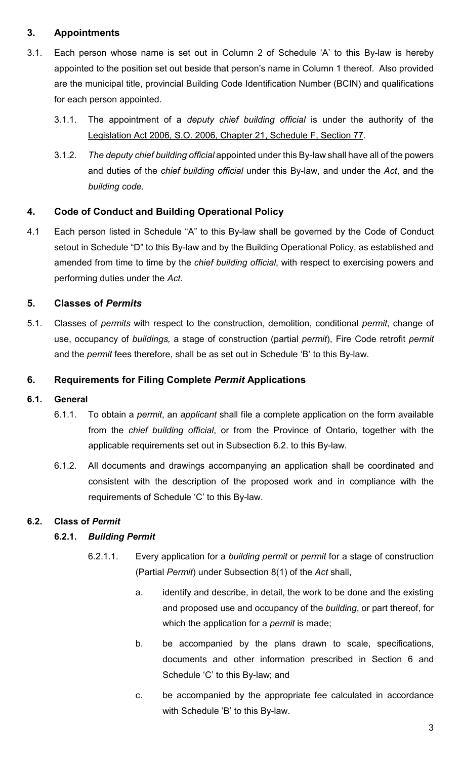## 3. Appointments

3.1. Each person whose name is set out in Column 2 of Schedule 'A' to this By-law is hereby appointed to the position set out beside that person's name in Column 1 thereof. Also provided are the municipal title, provincial Building Code Identification Number (BCIN) and qualifications for each person appointed.

3.1.1. The appointment of a *deputy chief building official* is under the authority of the Legislation Act 2006, S.O. 2006, Chapter 21, Schedule F, Section 77.

3.1.2. *The deputy chief building official* appointed under this By-law shall have all of the powers and duties of the *chief building official* under this By-law, and under the *Act*, and the *building code*.

## 4. Code of Conduct and Building Operational Policy

4.1 Each person listed in Schedule "A" to this By-law shall be governed by the Code of Conduct setout in Schedule "D" to this By-law and by the Building Operational Policy, as established and amended from time to time by the *chief building official*, with respect to exercising powers and performing duties under the *Act*.

## 5. Classes of *Permits*

5.1. Classes of *permits* with respect to the construction, demolition, conditional *permit*, change of use, occupancy of *buildings,* a stage of construction (partial *permit*), Fire Code retrofit *permit* and the *permit* fees therefore, shall be as set out in Schedule 'B' to this By-law.

## 6. Requirements for Filing Complete *Permit* Applications

### 6.1. General

6.1.1. To obtain a *permit*, an *applicant* shall file a complete application on the form available from the *chief building official*, or from the Province of Ontario, together with the applicable requirements set out in Subsection 6.2. to this By-law.

6.1.2. All documents and drawings accompanying an application shall be coordinated and consistent with the description of the proposed work and in compliance with the requirements of Schedule 'C' to this By-law.

### 6.2. Class of *Permit*

#### 6.2.1. *Building Permit*

6.2.1.1. Every application for a *building permit* or *permit* for a stage of construction (Partial *Permit*) under Subsection 8(1) of the *Act* shall,

a. identify and describe, in detail, the work to be done and the existing and proposed use and occupancy of the *building*, or part thereof, for which the application for a *permit* is made;

b. be accompanied by the plans drawn to scale, specifications, documents and other information prescribed in Section 6 and Schedule 'C' to this By-law; and

c. be accompanied by the appropriate fee calculated in accordance with Schedule 'B' to this By-law.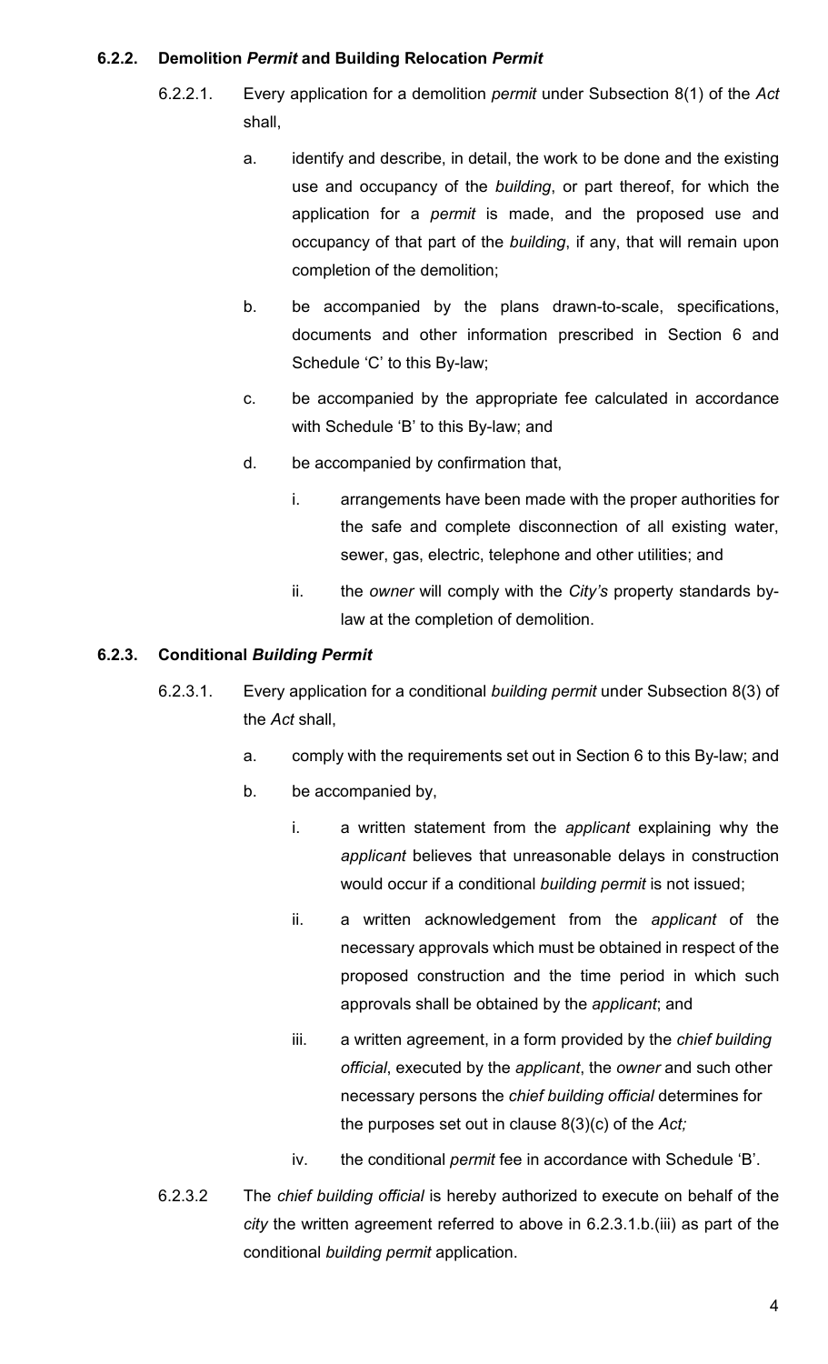#### 6.2.2. Demolition *Permit* and Building Relocation *Permit*

6.2.2.1. Every application for a demolition *permit* under Subsection 8(1) of the *Act* shall,

a. identify and describe, in detail, the work to be done and the existing use and occupancy of the *building*, or part thereof, for which the application for a *permit* is made, and the proposed use and occupancy of that part of the *building*, if any, that will remain upon completion of the demolition;

b. be accompanied by the plans drawn-to-scale, specifications, documents and other information prescribed in Section 6 and Schedule 'C' to this By-law;

c. be accompanied by the appropriate fee calculated in accordance with Schedule 'B' to this By-law; and

d. be accompanied by confirmation that,

   i. arrangements have been made with the proper authorities for the safe and complete disconnection of all existing water, sewer, gas, electric, telephone and other utilities; and

   ii. the *owner* will comply with the *City's* property standards by-law at the completion of demolition.

#### 6.2.3. Conditional *Building Permit*

6.2.3.1. Every application for a conditional *building permit* under Subsection 8(3) of the *Act* shall,

a. comply with the requirements set out in Section 6 to this By-law; and

b. be accompanied by,

   i. a written statement from the *applicant* explaining why the *applicant* believes that unreasonable delays in construction would occur if a conditional *building permit* is not issued;

   ii. a written acknowledgement from the *applicant* of the necessary approvals which must be obtained in respect of the proposed construction and the time period in which such approvals shall be obtained by the *applicant*; and

   iii. a written agreement, in a form provided by the *chief building official*, executed by the *applicant*, the *owner* and such other necessary persons the *chief building official* determines for the purposes set out in clause 8(3)(c) of the *Act;*

   iv. the conditional *permit* fee in accordance with Schedule 'B'.

6.2.3.2 The *chief building official* is hereby authorized to execute on behalf of the *city* the written agreement referred to above in 6.2.3.1.b.(iii) as part of the conditional *building permit* application.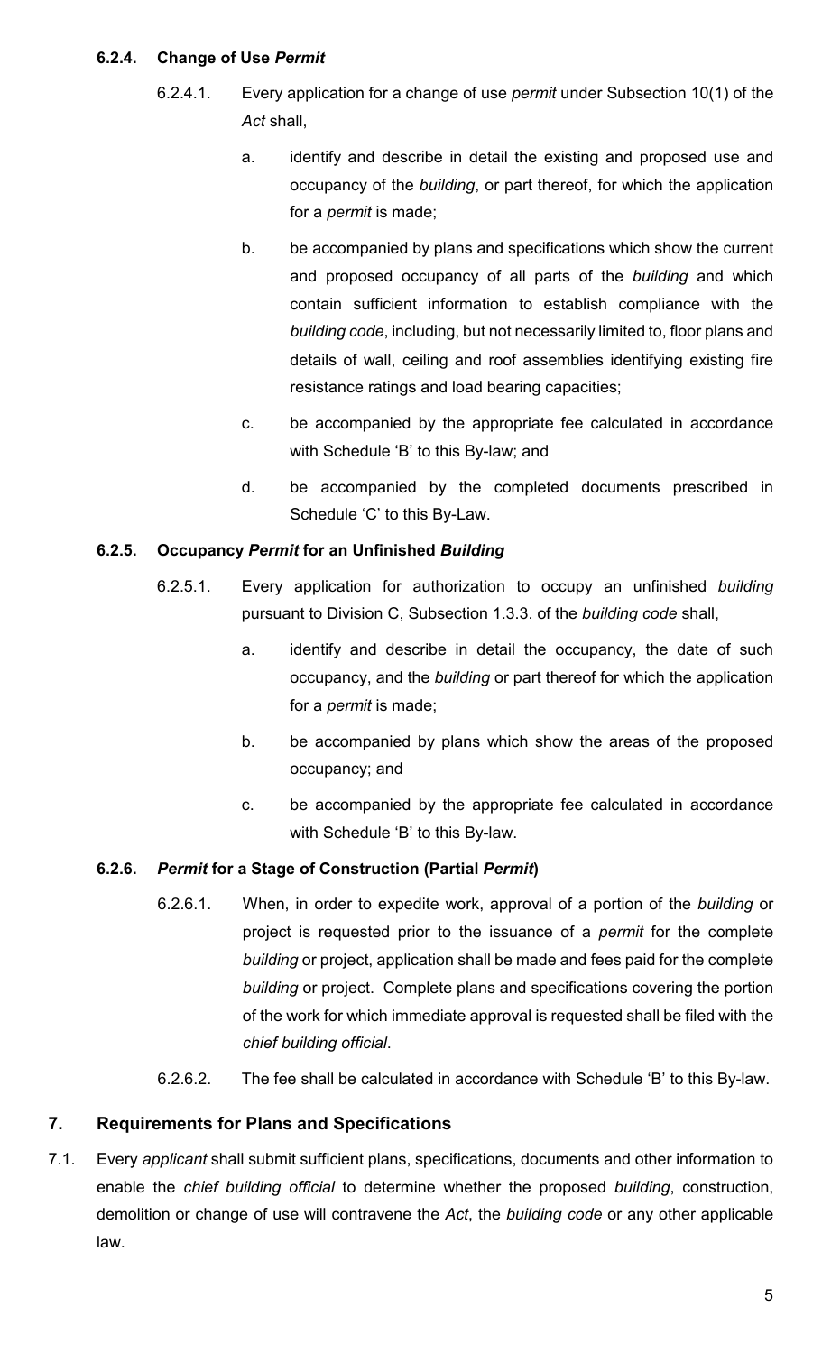#### 6.2.4. Change of Use *Permit*

6.2.4.1. Every application for a change of use *permit* under Subsection 10(1) of the *Act* shall,

a. identify and describe in detail the existing and proposed use and occupancy of the *building*, or part thereof, for which the application for a *permit* is made;

b. be accompanied by plans and specifications which show the current and proposed occupancy of all parts of the *building* and which contain sufficient information to establish compliance with the *building code*, including, but not necessarily limited to, floor plans and details of wall, ceiling and roof assemblies identifying existing fire resistance ratings and load bearing capacities;

c. be accompanied by the appropriate fee calculated in accordance with Schedule 'B' to this By-law; and

d. be accompanied by the completed documents prescribed in Schedule 'C' to this By-Law.

#### 6.2.5. Occupancy *Permit* for an Unfinished *Building*

6.2.5.1. Every application for authorization to occupy an unfinished *building* pursuant to Division C, Subsection 1.3.3. of the *building code* shall,

a. identify and describe in detail the occupancy, the date of such occupancy, and the *building* or part thereof for which the application for a *permit* is made;

b. be accompanied by plans which show the areas of the proposed occupancy; and

c. be accompanied by the appropriate fee calculated in accordance with Schedule 'B' to this By-law.

#### 6.2.6. *Permit* for a Stage of Construction (Partial *Permit*)

6.2.6.1. When, in order to expedite work, approval of a portion of the *building* or project is requested prior to the issuance of a *permit* for the complete *building* or project, application shall be made and fees paid for the complete *building* or project. Complete plans and specifications covering the portion of the work for which immediate approval is requested shall be filed with the *chief building official*.

6.2.6.2. The fee shall be calculated in accordance with Schedule 'B' to this By-law.

## 7. Requirements for Plans and Specifications

7.1. Every *applicant* shall submit sufficient plans, specifications, documents and other information to enable the *chief building official* to determine whether the proposed *building*, construction, demolition or change of use will contravene the *Act*, the *building code* or any other applicable law.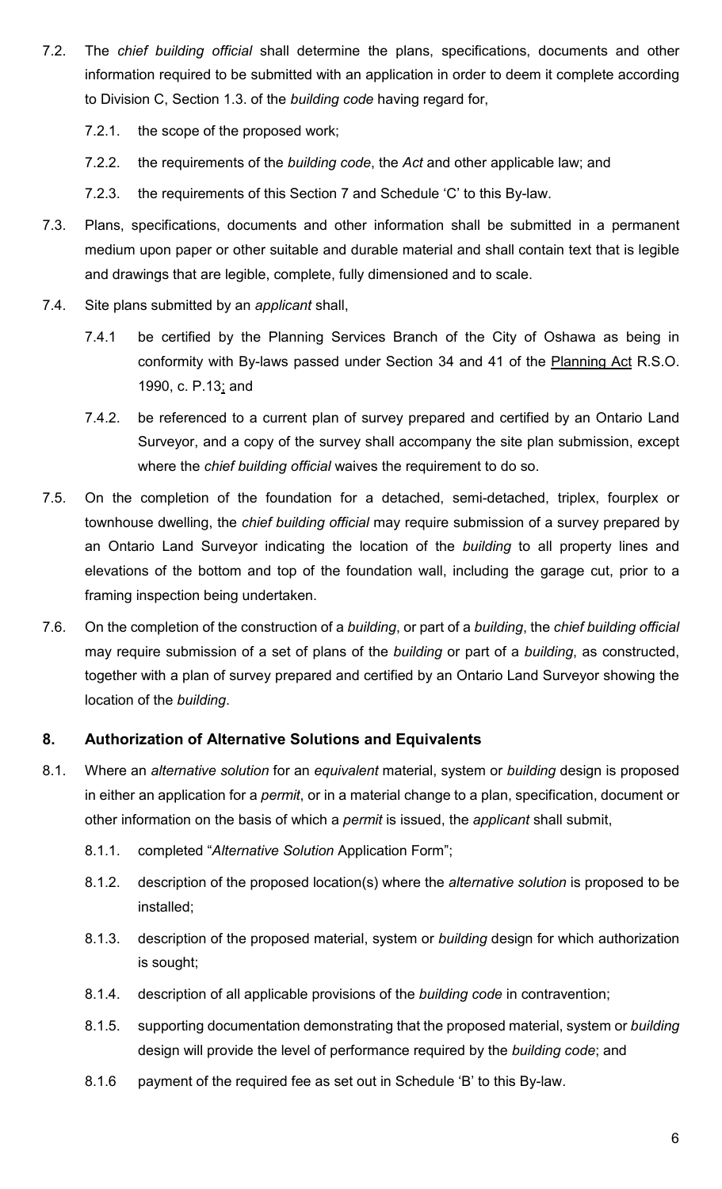7.2. The *chief building official* shall determine the plans, specifications, documents and other information required to be submitted with an application in order to deem it complete according to Division C, Section 1.3. of the *building code* having regard for,

   7.2.1. the scope of the proposed work;

   7.2.2. the requirements of the *building code*, the *Act* and other applicable law; and

   7.2.3. the requirements of this Section 7 and Schedule 'C' to this By-law.

7.3. Plans, specifications, documents and other information shall be submitted in a permanent medium upon paper or other suitable and durable material and shall contain text that is legible and drawings that are legible, complete, fully dimensioned and to scale.

7.4. Site plans submitted by an *applicant* shall,

   7.4.1 be certified by the Planning Services Branch of the City of Oshawa as being in conformity with By-laws passed under Section 34 and 41 of the Planning Act R.S.O. 1990, c. P.13; and

   7.4.2. be referenced to a current plan of survey prepared and certified by an Ontario Land Surveyor, and a copy of the survey shall accompany the site plan submission, except where the *chief building official* waives the requirement to do so.

7.5. On the completion of the foundation for a detached, semi-detached, triplex, fourplex or townhouse dwelling, the *chief building official* may require submission of a survey prepared by an Ontario Land Surveyor indicating the location of the *building* to all property lines and elevations of the bottom and top of the foundation wall, including the garage cut, prior to a framing inspection being undertaken.

7.6. On the completion of the construction of a *building*, or part of a *building*, the *chief building official* may require submission of a set of plans of the *building* or part of a *building*, as constructed, together with a plan of survey prepared and certified by an Ontario Land Surveyor showing the location of the *building*.

## 8. Authorization of Alternative Solutions and Equivalents

8.1. Where an *alternative solution* for an *equivalent* material, system or *building* design is proposed in either an application for a *permit*, or in a material change to a plan, specification, document or other information on the basis of which a *permit* is issued, the *applicant* shall submit,

   8.1.1. completed "*Alternative Solution* Application Form";

   8.1.2. description of the proposed location(s) where the *alternative solution* is proposed to be installed;

   8.1.3. description of the proposed material, system or *building* design for which authorization is sought;

   8.1.4. description of all applicable provisions of the *building code* in contravention;

   8.1.5. supporting documentation demonstrating that the proposed material, system or *building* design will provide the level of performance required by the *building code*; and

   8.1.6 payment of the required fee as set out in Schedule 'B' to this By-law.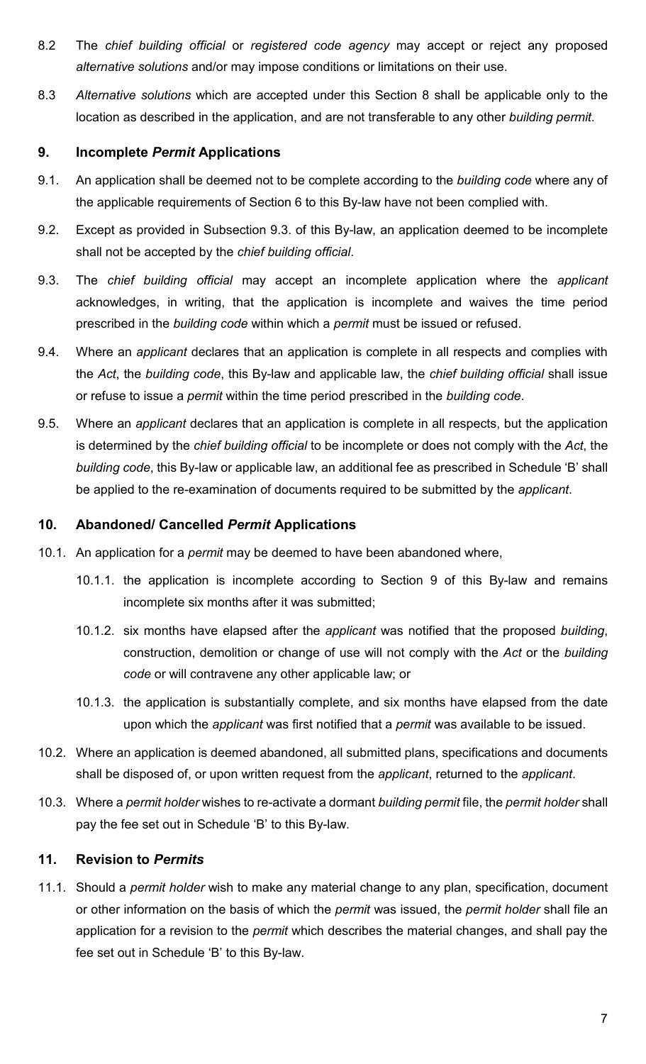8.2 The *chief building official* or *registered code agency* may accept or reject any proposed *alternative solutions* and/or may impose conditions or limitations on their use.

8.3 *Alternative solutions* which are accepted under this Section 8 shall be applicable only to the location as described in the application, and are not transferable to any other *building permit*.

## 9. Incomplete *Permit* Applications

9.1. An application shall be deemed not to be complete according to the *building code* where any of the applicable requirements of Section 6 to this By-law have not been complied with.

9.2. Except as provided in Subsection 9.3. of this By-law, an application deemed to be incomplete shall not be accepted by the *chief building official*.

9.3. The *chief building official* may accept an incomplete application where the *applicant* acknowledges, in writing, that the application is incomplete and waives the time period prescribed in the *building code* within which a *permit* must be issued or refused.

9.4. Where an *applicant* declares that an application is complete in all respects and complies with the *Act*, the *building code*, this By-law and applicable law, the *chief building official* shall issue or refuse to issue a *permit* within the time period prescribed in the *building code*.

9.5. Where an *applicant* declares that an application is complete in all respects, but the application is determined by the *chief building official* to be incomplete or does not comply with the *Act*, the *building code*, this By-law or applicable law, an additional fee as prescribed in Schedule 'B' shall be applied to the re-examination of documents required to be submitted by the *applicant*.

## 10. Abandoned/ Cancelled *Permit* Applications

10.1. An application for a *permit* may be deemed to have been abandoned where,

- 10.1.1. the application is incomplete according to Section 9 of this By-law and remains incomplete six months after it was submitted;
- 10.1.2. six months have elapsed after the *applicant* was notified that the proposed *building*, construction, demolition or change of use will not comply with the *Act* or the *building code* or will contravene any other applicable law; or
- 10.1.3. the application is substantially complete, and six months have elapsed from the date upon which the *applicant* was first notified that a *permit* was available to be issued.

10.2. Where an application is deemed abandoned, all submitted plans, specifications and documents shall be disposed of, or upon written request from the *applicant*, returned to the *applicant*.

10.3. Where a *permit holder* wishes to re-activate a dormant *building permit* file, the *permit holder* shall pay the fee set out in Schedule 'B' to this By-law.

## 11. Revision to *Permits*

11.1. Should a *permit holder* wish to make any material change to any plan, specification, document or other information on the basis of which the *permit* was issued, the *permit holder* shall file an application for a revision to the *permit* which describes the material changes, and shall pay the fee set out in Schedule 'B' to this By-law.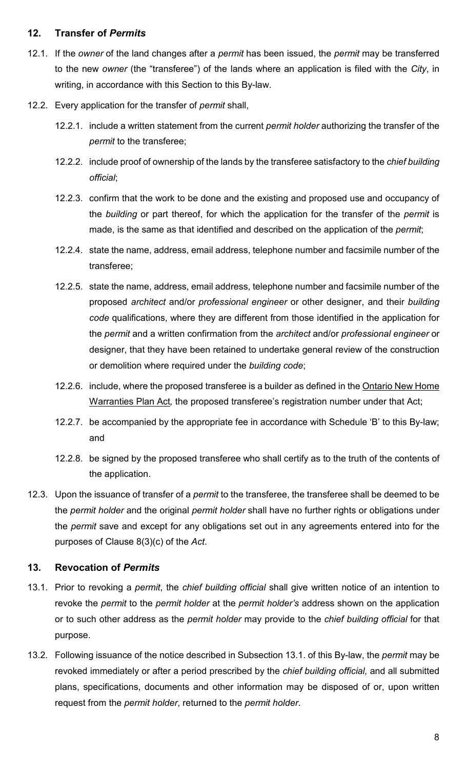## 12. Transfer of *Permits*

12.1. If the *owner* of the land changes after a *permit* has been issued, the *permit* may be transferred to the new *owner* (the "transferee") of the lands where an application is filed with the *City*, in writing, in accordance with this Section to this By-law.

12.2. Every application for the transfer of *permit* shall,

12.2.1. include a written statement from the current *permit holder* authorizing the transfer of the *permit* to the transferee;

12.2.2. include proof of ownership of the lands by the transferee satisfactory to the *chief building official*;

12.2.3. confirm that the work to be done and the existing and proposed use and occupancy of the *building* or part thereof, for which the application for the transfer of the *permit* is made, is the same as that identified and described on the application of the *permit*;

12.2.4. state the name, address, email address, telephone number and facsimile number of the transferee;

12.2.5. state the name, address, email address, telephone number and facsimile number of the proposed *architect* and/or *professional engineer* or other designer, and their *building code* qualifications, where they are different from those identified in the application for the *permit* and a written confirmation from the *architect* and/or *professional engineer* or designer, that they have been retained to undertake general review of the construction or demolition where required under the *building code*;

12.2.6. include, where the proposed transferee is a builder as defined in the Ontario New Home Warranties Plan Act*,* the proposed transferee's registration number under that Act;

12.2.7. be accompanied by the appropriate fee in accordance with Schedule 'B' to this By-law; and

12.2.8. be signed by the proposed transferee who shall certify as to the truth of the contents of the application.

12.3. Upon the issuance of transfer of a *permit* to the transferee, the transferee shall be deemed to be the *permit holder* and the original *permit holder* shall have no further rights or obligations under the *permit* save and except for any obligations set out in any agreements entered into for the purposes of Clause 8(3)(c) of the *Act*.

## 13. Revocation of *Permits*

13.1. Prior to revoking a *permit*, the *chief building official* shall give written notice of an intention to revoke the *permit* to the *permit holder* at the *permit holder's* address shown on the application or to such other address as the *permit holder* may provide to the *chief building official* for that purpose.

13.2. Following issuance of the notice described in Subsection 13.1. of this By-law, the *permit* may be revoked immediately or after a period prescribed by the *chief building official,* and all submitted plans, specifications, documents and other information may be disposed of or, upon written request from the *permit holder*, returned to the *permit holder*.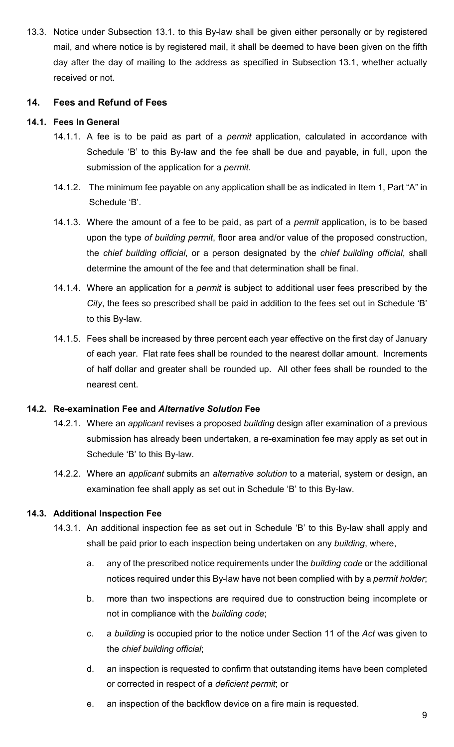13.3. Notice under Subsection 13.1. to this By-law shall be given either personally or by registered mail, and where notice is by registered mail, it shall be deemed to have been given on the fifth day after the day of mailing to the address as specified in Subsection 13.1, whether actually received or not.

## 14. Fees and Refund of Fees

### 14.1. Fees In General

14.1.1. A fee is to be paid as part of a *permit* application, calculated in accordance with Schedule 'B' to this By-law and the fee shall be due and payable, in full, upon the submission of the application for a *permit*.

14.1.2. The minimum fee payable on any application shall be as indicated in Item 1, Part "A" in Schedule 'B'.

14.1.3. Where the amount of a fee to be paid, as part of a *permit* application, is to be based upon the type *of building permit*, floor area and/or value of the proposed construction, the *chief building official*, or a person designated by the *chief building official*, shall determine the amount of the fee and that determination shall be final.

14.1.4. Where an application for a *permit* is subject to additional user fees prescribed by the *City*, the fees so prescribed shall be paid in addition to the fees set out in Schedule 'B' to this By-law.

14.1.5. Fees shall be increased by three percent each year effective on the first day of January of each year. Flat rate fees shall be rounded to the nearest dollar amount. Increments of half dollar and greater shall be rounded up. All other fees shall be rounded to the nearest cent.

### 14.2. Re-examination Fee and *Alternative Solution* Fee

14.2.1. Where an *applicant* revises a proposed *building* design after examination of a previous submission has already been undertaken, a re-examination fee may apply as set out in Schedule 'B' to this By-law.

14.2.2. Where an *applicant* submits an *alternative solution* to a material, system or design, an examination fee shall apply as set out in Schedule 'B' to this By-law.

### 14.3. Additional Inspection Fee

14.3.1. An additional inspection fee as set out in Schedule 'B' to this By-law shall apply and shall be paid prior to each inspection being undertaken on any *building*, where,

a. any of the prescribed notice requirements under the *building code* or the additional notices required under this By-law have not been complied with by a *permit holder*;

b. more than two inspections are required due to construction being incomplete or not in compliance with the *building code*;

c. a *building* is occupied prior to the notice under Section 11 of the *Act* was given to the *chief building official*;

d. an inspection is requested to confirm that outstanding items have been completed or corrected in respect of a *deficient permit*; or

e. an inspection of the backflow device on a fire main is requested.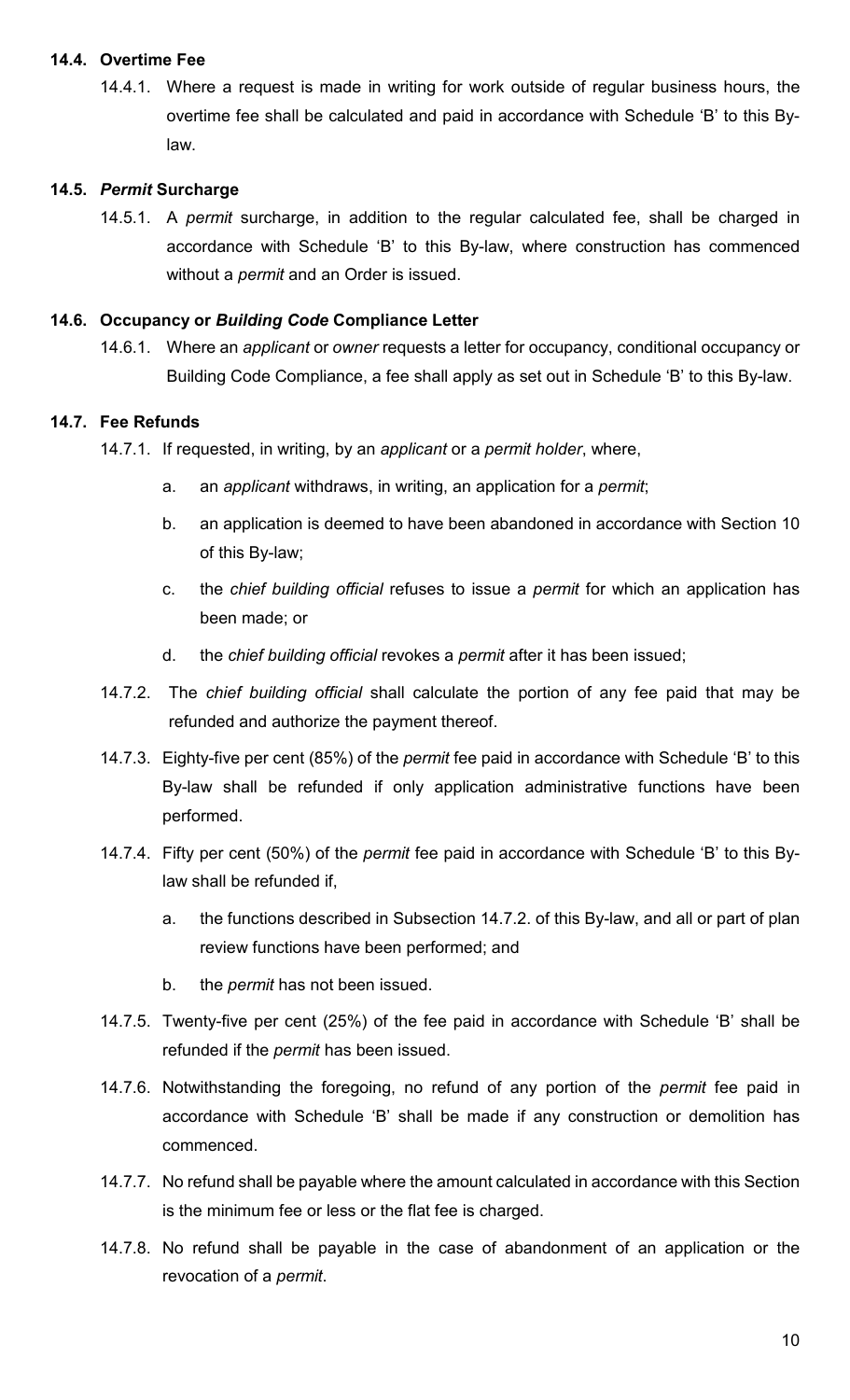### 14.4. Overtime Fee

14.4.1. Where a request is made in writing for work outside of regular business hours, the overtime fee shall be calculated and paid in accordance with Schedule ‘B’ to this By-law.

### 14.5. *Permit* Surcharge

14.5.1. A *permit* surcharge, in addition to the regular calculated fee, shall be charged in accordance with Schedule ‘B’ to this By-law, where construction has commenced without a *permit* and an Order is issued.

### 14.6. Occupancy or *Building Code* Compliance Letter

14.6.1. Where an *applicant* or *owner* requests a letter for occupancy, conditional occupancy or Building Code Compliance, a fee shall apply as set out in Schedule ‘B’ to this By-law.

### 14.7. Fee Refunds

14.7.1. If requested, in writing, by an *applicant* or a *permit holder*, where,

a. an *applicant* withdraws, in writing, an application for a *permit*;

b. an application is deemed to have been abandoned in accordance with Section 10 of this By-law;

c. the *chief building official* refuses to issue a *permit* for which an application has been made; or

d. the *chief building official* revokes a *permit* after it has been issued;

14.7.2. The *chief building official* shall calculate the portion of any fee paid that may be refunded and authorize the payment thereof.

14.7.3. Eighty-five per cent (85%) of the *permit* fee paid in accordance with Schedule ‘B’ to this By-law shall be refunded if only application administrative functions have been performed.

14.7.4. Fifty per cent (50%) of the *permit* fee paid in accordance with Schedule ‘B’ to this By-law shall be refunded if,

a. the functions described in Subsection 14.7.2. of this By-law, and all or part of plan review functions have been performed; and

b. the *permit* has not been issued.

14.7.5. Twenty-five per cent (25%) of the fee paid in accordance with Schedule ‘B’ shall be refunded if the *permit* has been issued.

14.7.6. Notwithstanding the foregoing, no refund of any portion of the *permit* fee paid in accordance with Schedule ‘B’ shall be made if any construction or demolition has commenced.

14.7.7. No refund shall be payable where the amount calculated in accordance with this Section is the minimum fee or less or the flat fee is charged.

14.7.8. No refund shall be payable in the case of abandonment of an application or the revocation of a *permit*.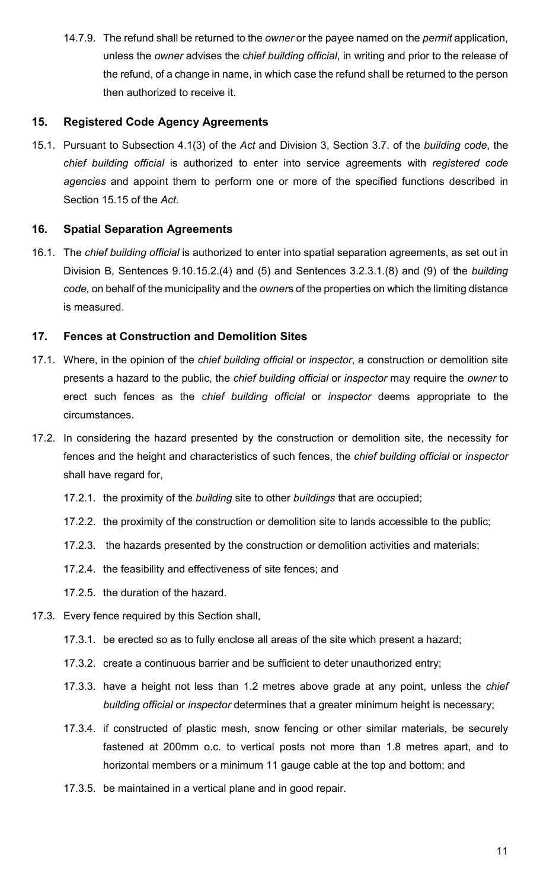14.7.9. The refund shall be returned to the *owner* or the payee named on the *permit* application, unless the *owner* advises the c*hief building official*, in writing and prior to the release of the refund, of a change in name, in which case the refund shall be returned to the person then authorized to receive it.

## 15. Registered Code Agency Agreements

15.1. Pursuant to Subsection 4.1(3) of the *Act* and Division 3, Section 3.7. of the *building code*, the *chief building official* is authorized to enter into service agreements with *registered code agencies* and appoint them to perform one or more of the specified functions described in Section 15.15 of the *Act*.

## 16. Spatial Separation Agreements

16.1. The *chief building official* is authorized to enter into spatial separation agreements, as set out in Division B, Sentences 9.10.15.2.(4) and (5) and Sentences 3.2.3.1.(8) and (9) of the *building code,* on behalf of the municipality and the *owner*s of the properties on which the limiting distance is measured.

## 17. Fences at Construction and Demolition Sites

17.1. Where, in the opinion of the *chief building official* or *inspector*, a construction or demolition site presents a hazard to the public, the *chief building official* or *inspector* may require the *owner* to erect such fences as the *chief building official* or *inspector* deems appropriate to the circumstances.

17.2. In considering the hazard presented by the construction or demolition site, the necessity for fences and the height and characteristics of such fences, the *chief building official* or *inspector* shall have regard for,

17.2.1. the proximity of the *building* site to other *buildings* that are occupied;

17.2.2. the proximity of the construction or demolition site to lands accessible to the public;

17.2.3. the hazards presented by the construction or demolition activities and materials;

17.2.4. the feasibility and effectiveness of site fences; and

17.2.5. the duration of the hazard.

17.3. Every fence required by this Section shall,

17.3.1. be erected so as to fully enclose all areas of the site which present a hazard;

17.3.2. create a continuous barrier and be sufficient to deter unauthorized entry;

17.3.3. have a height not less than 1.2 metres above grade at any point, unless the *chief building official* or *inspector* determines that a greater minimum height is necessary;

17.3.4. if constructed of plastic mesh, snow fencing or other similar materials, be securely fastened at 200mm o.c. to vertical posts not more than 1.8 metres apart, and to horizontal members or a minimum 11 gauge cable at the top and bottom; and

17.3.5. be maintained in a vertical plane and in good repair.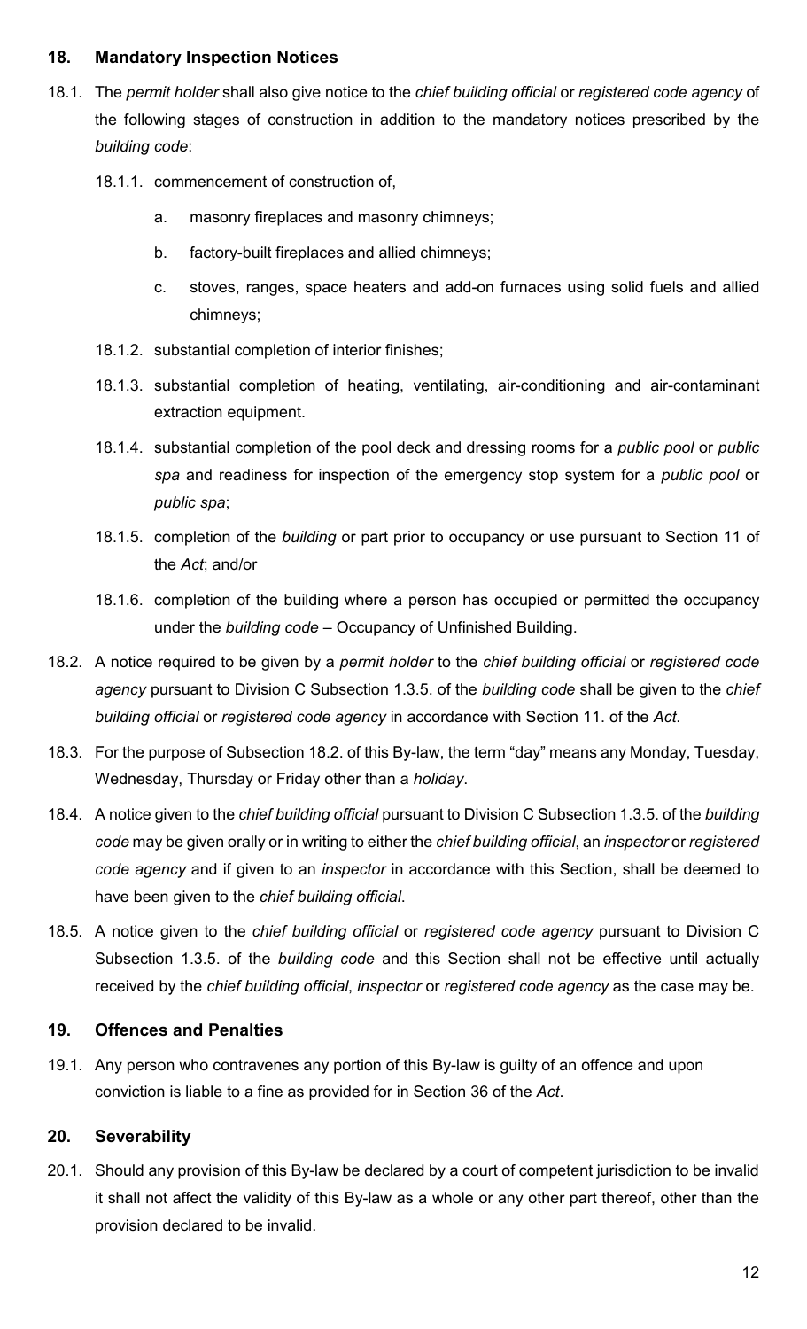## 18. Mandatory Inspection Notices

18.1. The *permit holder* shall also give notice to the *chief building official* or *registered code agency* of the following stages of construction in addition to the mandatory notices prescribed by the *building code*:

18.1.1. commencement of construction of,

a. masonry fireplaces and masonry chimneys;

b. factory-built fireplaces and allied chimneys;

c. stoves, ranges, space heaters and add-on furnaces using solid fuels and allied chimneys;

18.1.2. substantial completion of interior finishes;

18.1.3. substantial completion of heating, ventilating, air-conditioning and air-contaminant extraction equipment.

18.1.4. substantial completion of the pool deck and dressing rooms for a *public pool* or *public spa* and readiness for inspection of the emergency stop system for a *public pool* or *public spa*;

18.1.5. completion of the *building* or part prior to occupancy or use pursuant to Section 11 of the *Act*; and/or

18.1.6. completion of the building where a person has occupied or permitted the occupancy under the *building code* – Occupancy of Unfinished Building.

18.2. A notice required to be given by a *permit holder* to the *chief building official* or *registered code agency* pursuant to Division C Subsection 1.3.5. of the *building code* shall be given to the *chief building official* or *registered code agency* in accordance with Section 11. of the *Act*.

18.3. For the purpose of Subsection 18.2. of this By-law, the term "day" means any Monday, Tuesday, Wednesday, Thursday or Friday other than a *holiday*.

18.4. A notice given to the *chief building official* pursuant to Division C Subsection 1.3.5. of the *building code* may be given orally or in writing to either the *chief building official*, an *inspector* or *registered code agency* and if given to an *inspector* in accordance with this Section, shall be deemed to have been given to the *chief building official*.

18.5. A notice given to the *chief building official* or *registered code agency* pursuant to Division C Subsection 1.3.5. of the *building code* and this Section shall not be effective until actually received by the *chief building official*, *inspector* or *registered code agency* as the case may be.

## 19. Offences and Penalties

19.1. Any person who contravenes any portion of this By-law is guilty of an offence and upon conviction is liable to a fine as provided for in Section 36 of the *Act*.

## 20. Severability

20.1. Should any provision of this By-law be declared by a court of competent jurisdiction to be invalid it shall not affect the validity of this By-law as a whole or any other part thereof, other than the provision declared to be invalid.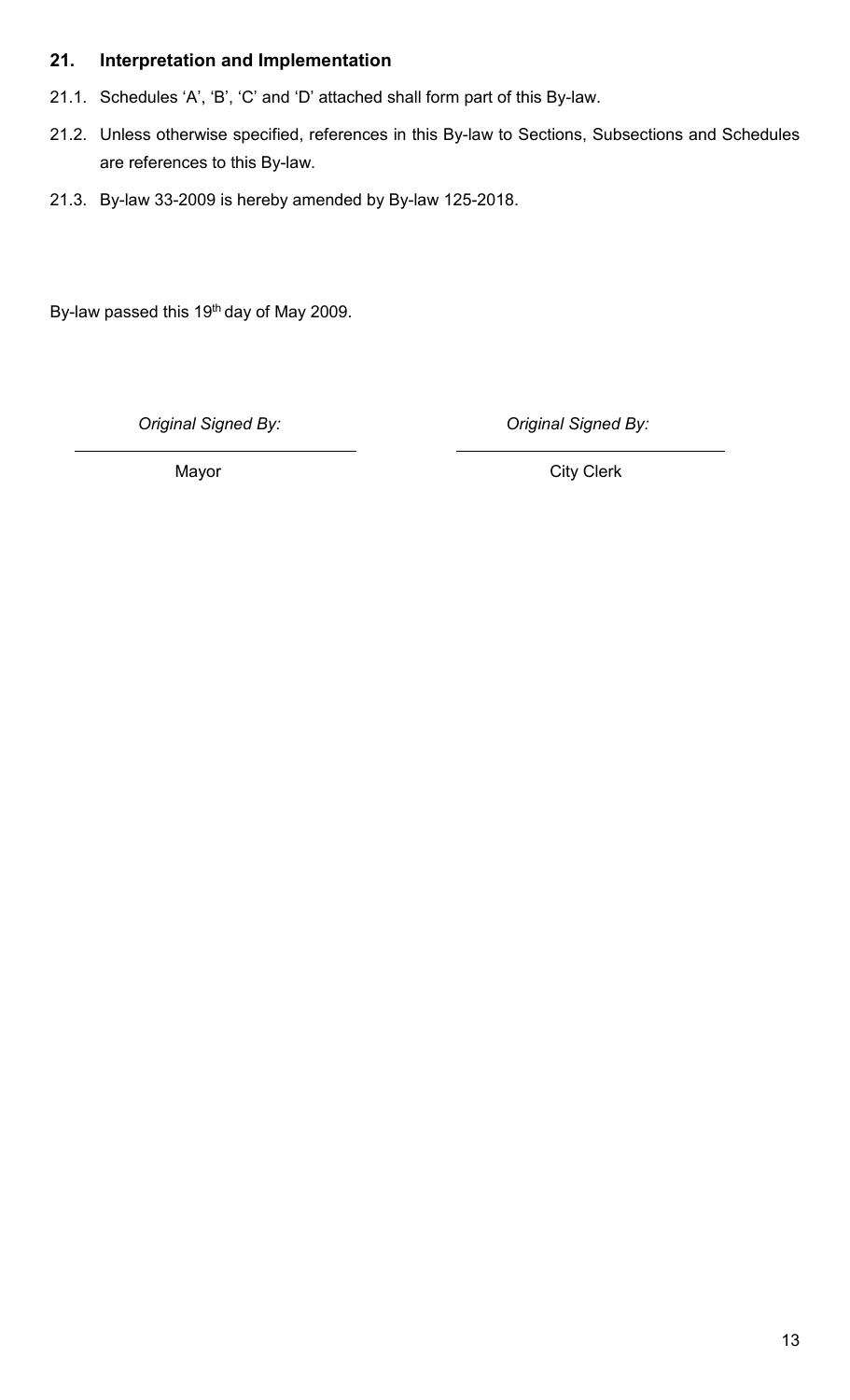## 21. Interpretation and Implementation

21.1. Schedules ‘A’, ‘B’, ‘C’ and ‘D’ attached shall form part of this By-law.

21.2. Unless otherwise specified, references in this By-law to Sections, Subsections and Schedules are references to this By-law.

21.3. By-law 33-2009 is hereby amended by By-law 125-2018.

By-law passed this 19th day of May 2009.

| *Original Signed By:* | *Original Signed By:* |
|---|---|
| Mayor | City Clerk |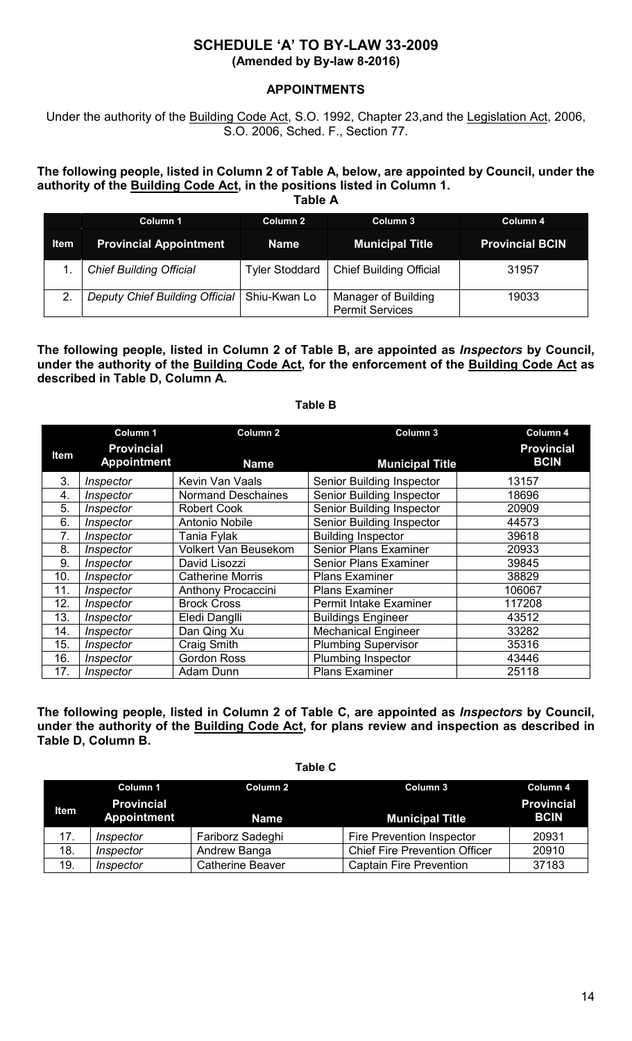# SCHEDULE 'A' TO BY-LAW 33-2009

**(Amended by By-law 8-2016)**

## APPOINTMENTS

Under the authority of the Building Code Act, S.O. 1992, Chapter 23,and the Legislation Act, 2006, S.O. 2006, Sched. F., Section 77.

**The following people, listed in Column 2 of Table A, below, are appointed by Council, under the authority of the Building Code Act, in the positions listed in Column 1.**

**Table A**

| | Column 1 | Column 2 | Column 3 | Column 4 |
|---|---|---|---|---|
| **Item** | **Provincial Appointment** | **Name** | **Municipal Title** | **Provincial BCIN** |
| 1. | *Chief Building Official* | Tyler Stoddard | Chief Building Official | 31957 |
| 2. | *Deputy Chief Building Official* | Shiu-Kwan Lo | Manager of Building Permit Services | 19033 |

**The following people, listed in Column 2 of Table B, are appointed as *Inspectors* by Council, under the authority of the Building Code Act, for the enforcement of the Building Code Act as described in Table D, Column A.**

**Table B**

| | Column 1 | Column 2 | Column 3 | Column 4 |
|---|---|---|---|---|
| **Item** | **Provincial Appointment** | **Name** | **Municipal Title** | **Provincial BCIN** |
| 3. | *Inspector* | Kevin Van Vaals | Senior Building Inspector | 13157 |
| 4. | *Inspector* | Normand Deschaines | Senior Building Inspector | 18696 |
| 5. | *Inspector* | Robert Cook | Senior Building Inspector | 20909 |
| 6. | *Inspector* | Antonio Nobile | Senior Building Inspector | 44573 |
| 7. | *Inspector* | Tania Fylak | Building Inspector | 39618 |
| 8. | *Inspector* | Volkert Van Beusekom | Senior Plans Examiner | 20933 |
| 9. | *Inspector* | David Lisozzi | Senior Plans Examiner | 39845 |
| 10. | *Inspector* | Catherine Morris | Plans Examiner | 38829 |
| 11. | *Inspector* | Anthony Procaccini | Plans Examiner | 106067 |
| 12. | *Inspector* | Brock Cross | Permit Intake Examiner | 117208 |
| 13. | *Inspector* | Eledi Danglli | Buildings Engineer | 43512 |
| 14. | *Inspector* | Dan Qing Xu | Mechanical Engineer | 33282 |
| 15. | *Inspector* | Craig Smith | Plumbing Supervisor | 35316 |
| 16. | *Inspector* | Gordon Ross | Plumbing Inspector | 43446 |
| 17. | *Inspector* | Adam Dunn | Plans Examiner | 25118 |

**The following people, listed in Column 2 of Table C, are appointed as *Inspectors* by Council, under the authority of the Building Code Act, for plans review and inspection as described in Table D, Column B.**

**Table C**

| | Column 1 | Column 2 | Column 3 | Column 4 |
|---|---|---|---|---|
| **Item** | **Provincial Appointment** | **Name** | **Municipal Title** | **Provincial BCIN** |
| 17. | *Inspector* | Fariborz Sadeghi | Fire Prevention Inspector | 20931 |
| 18. | *Inspector* | Andrew Banga | Chief Fire Prevention Officer | 20910 |
| 19. | *Inspector* | Catherine Beaver | Captain Fire Prevention | 37183 |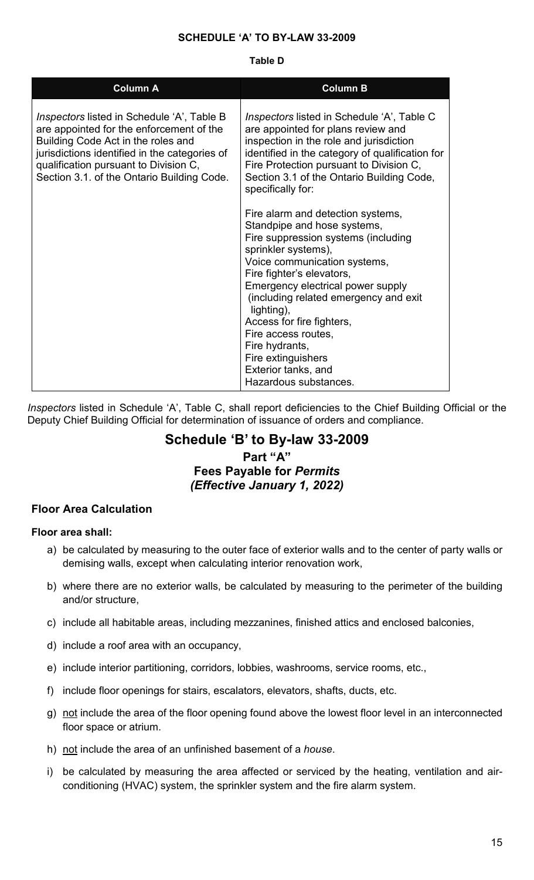**SCHEDULE 'A' TO BY-LAW 33-2009**

**Table D**

| Column A | Column B |
|---|---|
| *Inspectors* listed in Schedule 'A', Table B are appointed for the enforcement of the Building Code Act in the roles and jurisdictions identified in the categories of qualification pursuant to Division C, Section 3.1. of the Ontario Building Code. | *Inspectors* listed in Schedule 'A', Table C are appointed for plans review and inspection in the role and jurisdiction identified in the category of qualification for Fire Protection pursuant to Division C, Section 3.1 of the Ontario Building Code, specifically for:<br><br>Fire alarm and detection systems,<br>Standpipe and hose systems,<br>Fire suppression systems (including sprinkler systems),<br>Voice communication systems,<br>Fire fighter's elevators,<br>Emergency electrical power supply (including related emergency and exit lighting),<br>Access for fire fighters,<br>Fire access routes,<br>Fire hydrants,<br>Fire extinguishers<br>Exterior tanks, and<br>Hazardous substances. |

*Inspectors* listed in Schedule 'A', Table C, shall report deficiencies to the Chief Building Official or the Deputy Chief Building Official for determination of issuance of orders and compliance.

## Schedule 'B' to By-law 33-2009

### Part "A"
### Fees Payable for *Permits*
### *(Effective January 1, 2022)*

**Floor Area Calculation**

**Floor area shall:**

a) be calculated by measuring to the outer face of exterior walls and to the center of party walls or demising walls, except when calculating interior renovation work,

b) where there are no exterior walls, be calculated by measuring to the perimeter of the building and/or structure,

c) include all habitable areas, including mezzanines, finished attics and enclosed balconies,

d) include a roof area with an occupancy,

e) include interior partitioning, corridors, lobbies, washrooms, service rooms, etc.,

f) include floor openings for stairs, escalators, elevators, shafts, ducts, etc.

g) not include the area of the floor opening found above the lowest floor level in an interconnected floor space or atrium.

h) not include the area of an unfinished basement of a *house*.

i) be calculated by measuring the area affected or serviced by the heating, ventilation and air-conditioning (HVAC) system, the sprinkler system and the fire alarm system.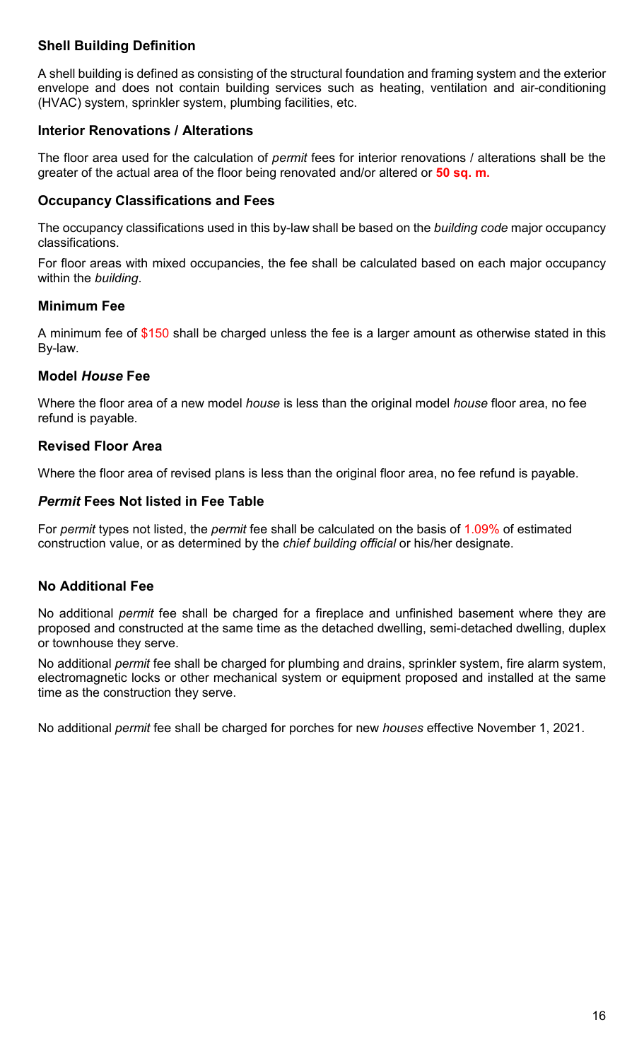### Shell Building Definition

A shell building is defined as consisting of the structural foundation and framing system and the exterior envelope and does not contain building services such as heating, ventilation and air-conditioning (HVAC) system, sprinkler system, plumbing facilities, etc.

### Interior Renovations / Alterations

The floor area used for the calculation of *permit* fees for interior renovations / alterations shall be the greater of the actual area of the floor being renovated and/or altered or **50 sq. m.**

### Occupancy Classifications and Fees

The occupancy classifications used in this by-law shall be based on the *building code* major occupancy classifications.

For floor areas with mixed occupancies, the fee shall be calculated based on each major occupancy within the *building*.

### Minimum Fee

A minimum fee of $150 shall be charged unless the fee is a larger amount as otherwise stated in this By-law.

### Model *House* Fee

Where the floor area of a new model *house* is less than the original model *house* floor area, no fee refund is payable.

### Revised Floor Area

Where the floor area of revised plans is less than the original floor area, no fee refund is payable.

### *Permit* Fees Not listed in Fee Table

For *permit* types not listed, the *permit* fee shall be calculated on the basis of 1.09% of estimated construction value, or as determined by the *chief building official* or his/her designate.

### No Additional Fee

No additional *permit* fee shall be charged for a fireplace and unfinished basement where they are proposed and constructed at the same time as the detached dwelling, semi-detached dwelling, duplex or townhouse they serve.

No additional *permit* fee shall be charged for plumbing and drains, sprinkler system, fire alarm system, electromagnetic locks or other mechanical system or equipment proposed and installed at the same time as the construction they serve.

No additional *permit* fee shall be charged for porches for new *houses* effective November 1, 2021.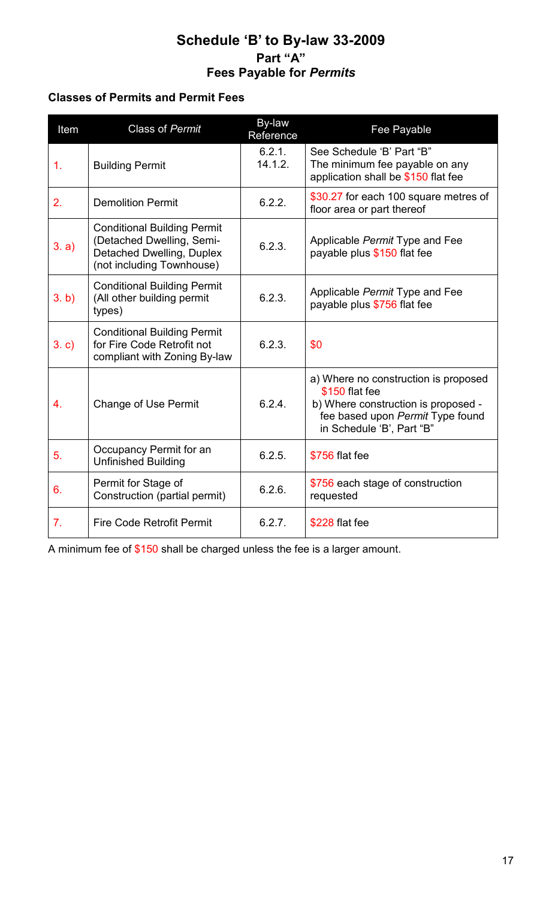# Schedule 'B' to By-law 33-2009

## Part "A"

## Fees Payable for *Permits*

### Classes of Permits and Permit Fees

| Item | Class of *Permit* | By-law Reference | Fee Payable |
|---|---|---|---|
| 1. | Building Permit | 6.2.1.<br>14.1.2. | See Schedule 'B' Part "B"<br>The minimum fee payable on any application shall be $150 flat fee |
| 2. | Demolition Permit | 6.2.2. | $30.27 for each 100 square metres of floor area or part thereof |
| 3. a) | Conditional Building Permit (Detached Dwelling, Semi-Detached Dwelling, Duplex (not including Townhouse) | 6.2.3. | Applicable *Permit* Type and Fee payable plus $150 flat fee |
| 3. b) | Conditional Building Permit (All other building permit types) | 6.2.3. | Applicable *Permit* Type and Fee payable plus $756 flat fee |
| 3. c) | Conditional Building Permit for Fire Code Retrofit not compliant with Zoning By-law | 6.2.3. | $0 |
| 4. | Change of Use Permit | 6.2.4. | a) Where no construction is proposed $150 flat fee<br>b) Where construction is proposed - fee based upon *Permit* Type found in Schedule 'B', Part "B" |
| 5. | Occupancy Permit for an Unfinished Building | 6.2.5. | $756 flat fee |
| 6. | Permit for Stage of Construction (partial permit) | 6.2.6. | $756 each stage of construction requested |
| 7. | Fire Code Retrofit Permit | 6.2.7. | $228 flat fee |

A minimum fee of $150 shall be charged unless the fee is a larger amount.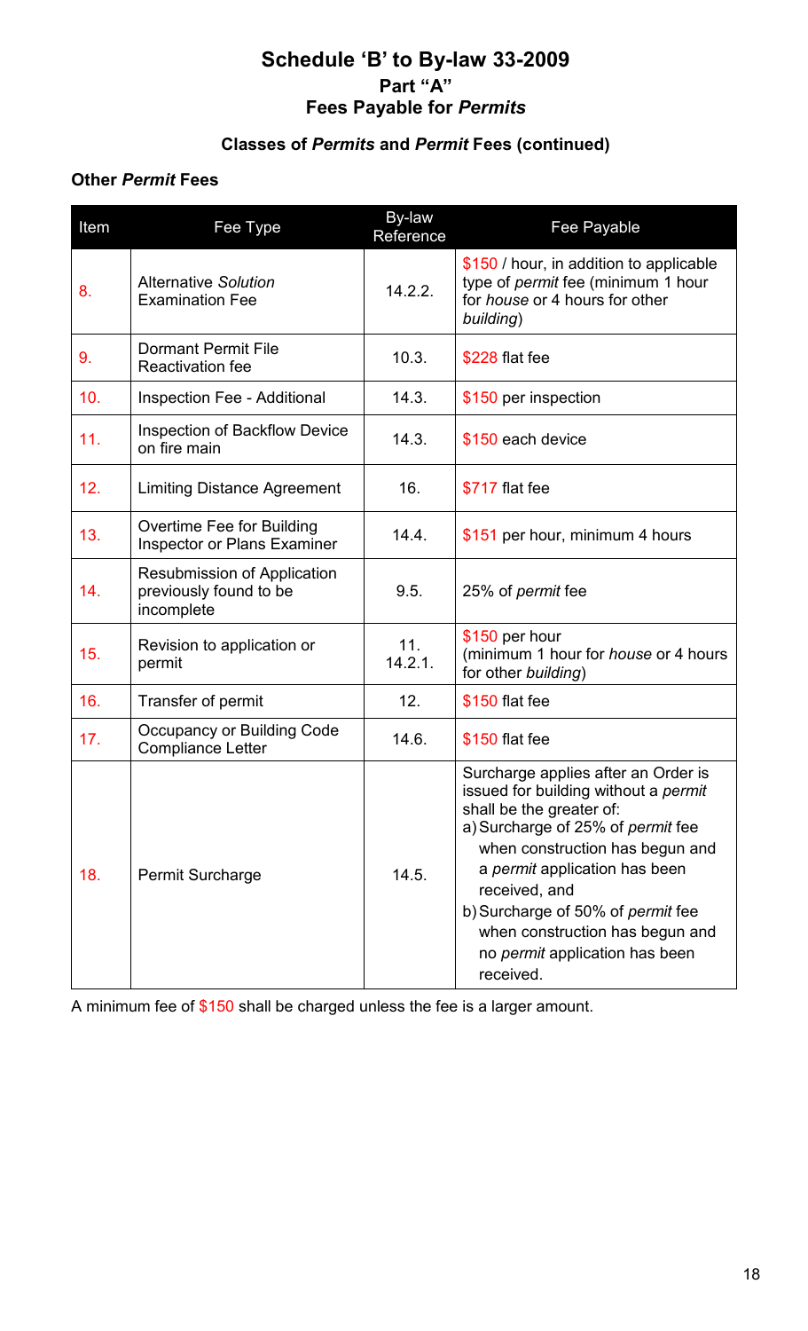# Schedule 'B' to By-law 33-2009

## Part "A"

## Fees Payable for *Permits*

### Classes of *Permits* and *Permit* Fees (continued)

**Other *Permit* Fees**

| Item | Fee Type | By-law Reference | Fee Payable |
|---|---|---|---|
| 8. | Alternative *Solution* Examination Fee | 14.2.2. | $150 / hour, in addition to applicable type of *permit* fee (minimum 1 hour for *house* or 4 hours for other *building*) |
| 9. | Dormant Permit File Reactivation fee | 10.3. | $228 flat fee |
| 10. | Inspection Fee - Additional | 14.3. | $150 per inspection |
| 11. | Inspection of Backflow Device on fire main | 14.3. | $150 each device |
| 12. | Limiting Distance Agreement | 16. | $717 flat fee |
| 13. | Overtime Fee for Building Inspector or Plans Examiner | 14.4. | $151 per hour, minimum 4 hours |
| 14. | Resubmission of Application previously found to be incomplete | 9.5. | 25% of *permit* fee |
| 15. | Revision to application or permit | 11. 14.2.1. | $150 per hour (minimum 1 hour for *house* or 4 hours for other *building*) |
| 16. | Transfer of permit | 12. | $150 flat fee |
| 17. | Occupancy or Building Code Compliance Letter | 14.6. | $150 flat fee |
| 18. | Permit Surcharge | 14.5. | Surcharge applies after an Order is issued for building without a *permit* shall be the greater of: a) Surcharge of 25% of *permit* fee when construction has begun and a *permit* application has been received, and b) Surcharge of 50% of *permit* fee when construction has begun and no *permit* application has been received. |

A minimum fee of $150 shall be charged unless the fee is a larger amount.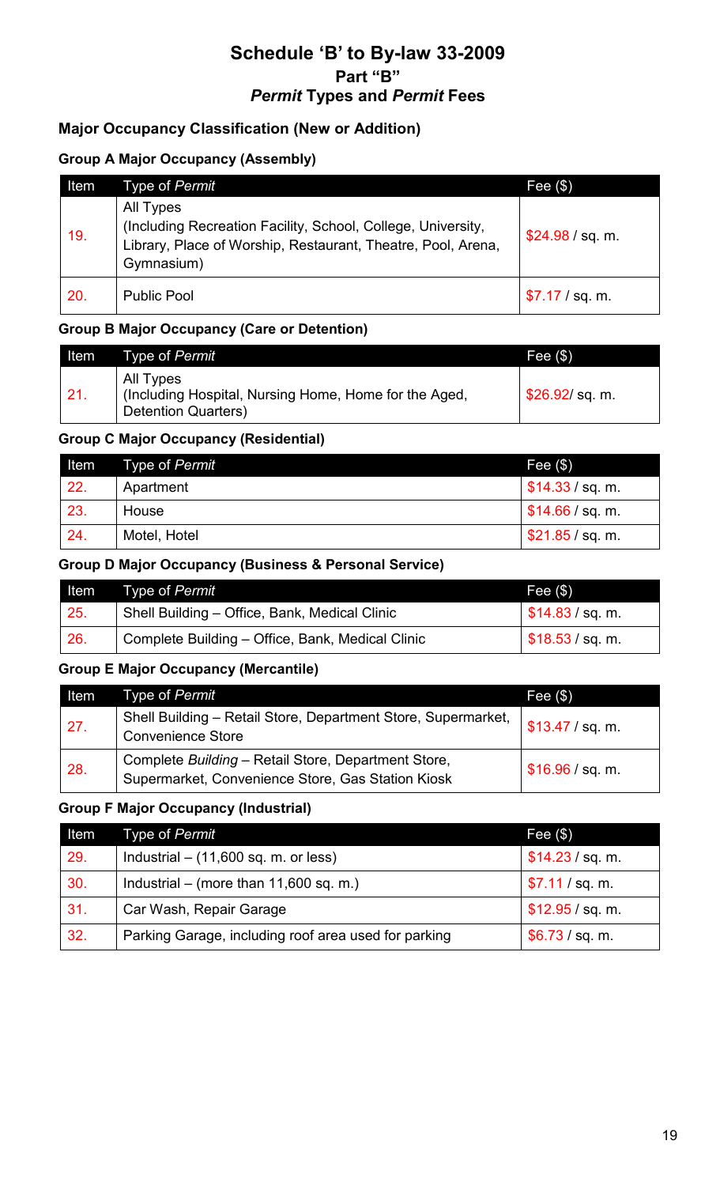# Schedule 'B' to By-law 33-2009

## Part "B"

## *Permit* Types and *Permit* Fees

### Major Occupancy Classification (New or Addition)

#### Group A Major Occupancy (Assembly)

| Item | Type of *Permit* | Fee ($) |
|---|---|---|
| 19. | All Types (Including Recreation Facility, School, College, University, Library, Place of Worship, Restaurant, Theatre, Pool, Arena, Gymnasium) | $24.98 / sq. m. |
| 20. | Public Pool | $7.17 / sq. m. |

#### Group B Major Occupancy (Care or Detention)

| Item | Type of *Permit* | Fee ($) |
|---|---|---|
| 21. | All Types (Including Hospital, Nursing Home, Home for the Aged, Detention Quarters) | $26.92/ sq. m. |

#### Group C Major Occupancy (Residential)

| Item | Type of *Permit* | Fee ($) |
|---|---|---|
| 22. | Apartment | $14.33 / sq. m. |
| 23. | House | $14.66 / sq. m. |
| 24. | Motel, Hotel | $21.85 / sq. m. |

#### Group D Major Occupancy (Business & Personal Service)

| Item | Type of *Permit* | Fee ($) |
|---|---|---|
| 25. | Shell Building – Office, Bank, Medical Clinic | $14.83 / sq. m. |
| 26. | Complete Building – Office, Bank, Medical Clinic | $18.53 / sq. m. |

#### Group E Major Occupancy (Mercantile)

| Item | Type of *Permit* | Fee ($) |
|---|---|---|
| 27. | Shell Building – Retail Store, Department Store, Supermarket, Convenience Store | $13.47 / sq. m. |
| 28. | Complete *Building* – Retail Store, Department Store, Supermarket, Convenience Store, Gas Station Kiosk | $16.96 / sq. m. |

#### Group F Major Occupancy (Industrial)

| Item | Type of *Permit* | Fee ($) |
|---|---|---|
| 29. | Industrial – (11,600 sq. m. or less) | $14.23 / sq. m. |
| 30. | Industrial – (more than 11,600 sq. m.) | $7.11 / sq. m. |
| 31. | Car Wash, Repair Garage | $12.95 / sq. m. |
| 32. | Parking Garage, including roof area used for parking | $6.73 / sq. m. |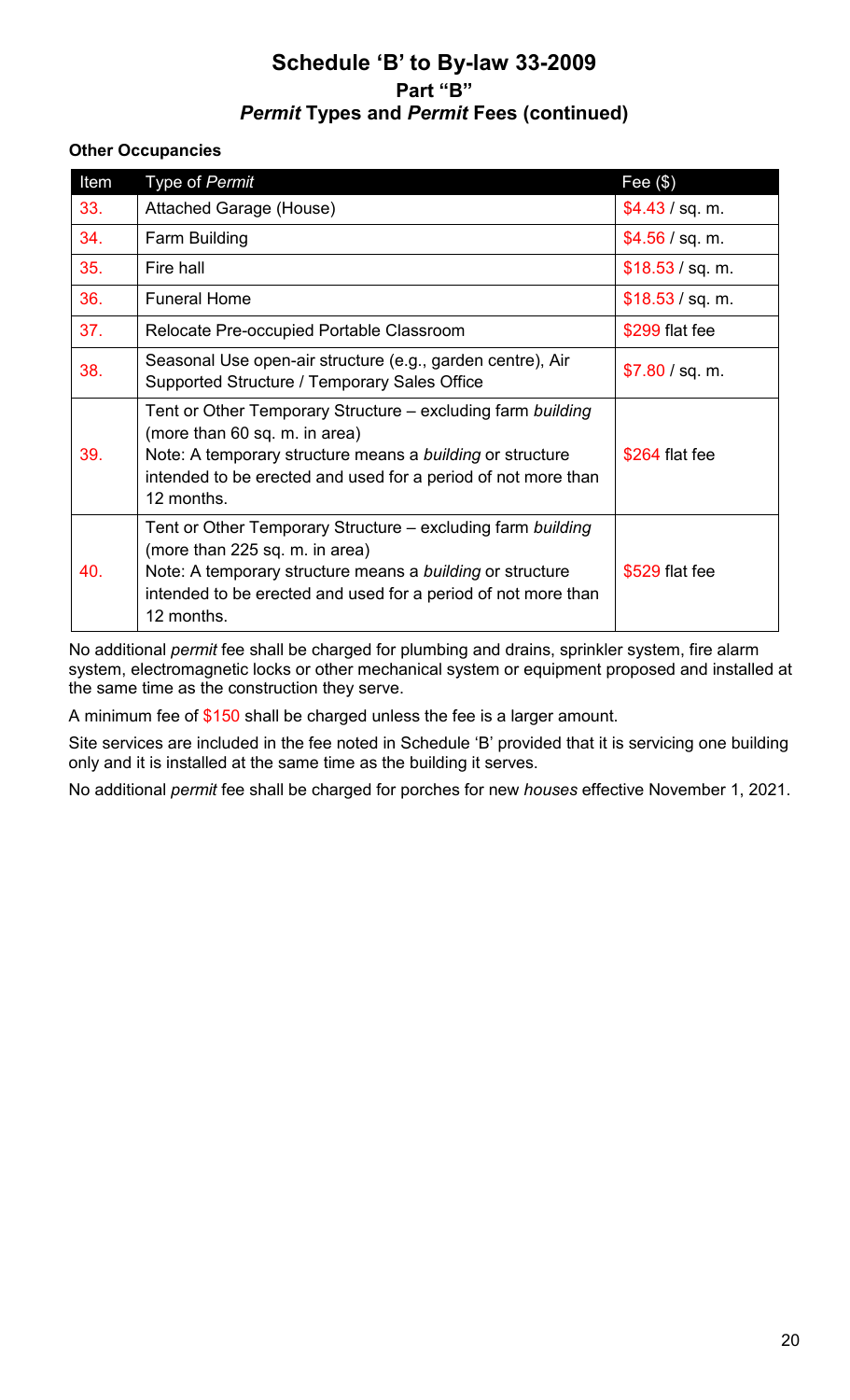# Schedule 'B' to By-law 33-2009
## Part "B"
## *Permit* Types and *Permit* Fees (continued)

**Other Occupancies**

| Item | Type of *Permit* | Fee ($) |
|---|---|---|
| 33. | Attached Garage (House) | $4.43 / sq. m. |
| 34. | Farm Building | $4.56 / sq. m. |
| 35. | Fire hall | $18.53 / sq. m. |
| 36. | Funeral Home | $18.53 / sq. m. |
| 37. | Relocate Pre-occupied Portable Classroom | $299 flat fee |
| 38. | Seasonal Use open-air structure (e.g., garden centre), Air Supported Structure / Temporary Sales Office | $7.80 / sq. m. |
| 39. | Tent or Other Temporary Structure – excluding farm *building* (more than 60 sq. m. in area) Note: A temporary structure means a *building* or structure intended to be erected and used for a period of not more than 12 months. | $264 flat fee |
| 40. | Tent or Other Temporary Structure – excluding farm *building* (more than 225 sq. m. in area) Note: A temporary structure means a *building* or structure intended to be erected and used for a period of not more than 12 months. | $529 flat fee |

No additional *permit* fee shall be charged for plumbing and drains, sprinkler system, fire alarm system, electromagnetic locks or other mechanical system or equipment proposed and installed at the same time as the construction they serve.

A minimum fee of $150 shall be charged unless the fee is a larger amount.

Site services are included in the fee noted in Schedule 'B' provided that it is servicing one building only and it is installed at the same time as the building it serves.

No additional *permit* fee shall be charged for porches for new *houses* effective November 1, 2021.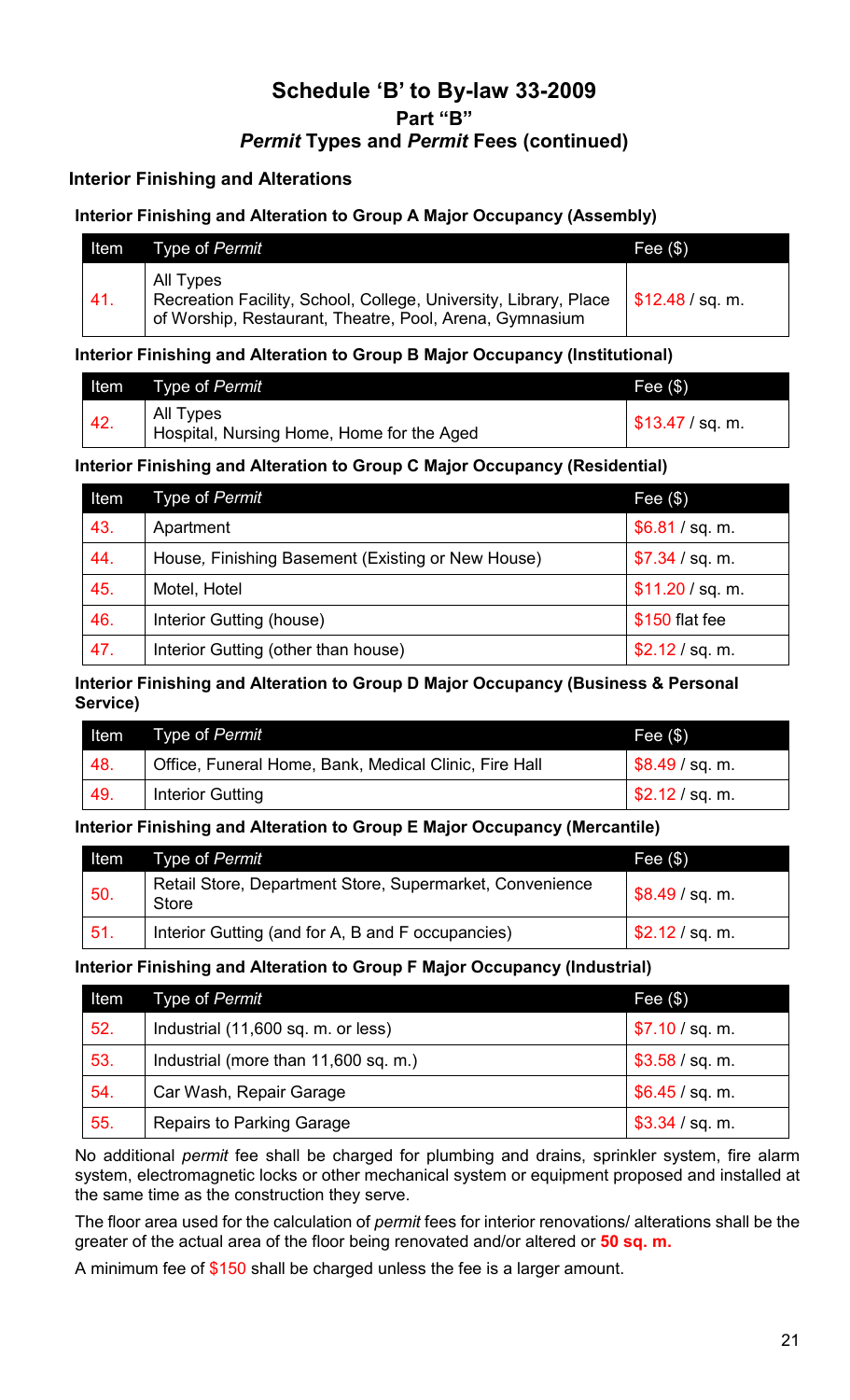# Schedule 'B' to By-law 33-2009

## Part "B"

## *Permit* Types and *Permit* Fees (continued)

### Interior Finishing and Alterations

#### Interior Finishing and Alteration to Group A Major Occupancy (Assembly)

| Item | Type of *Permit* | Fee ($) |
|---|---|---|
| 41. | All Types<br>Recreation Facility, School, College, University, Library, Place of Worship, Restaurant, Theatre, Pool, Arena, Gymnasium | $12.48 / sq. m. |

#### Interior Finishing and Alteration to Group B Major Occupancy (Institutional)

| Item | Type of *Permit* | Fee ($) |
|---|---|---|
| 42. | All Types<br>Hospital, Nursing Home, Home for the Aged | $13.47 / sq. m. |

#### Interior Finishing and Alteration to Group C Major Occupancy (Residential)

| Item | Type of *Permit* | Fee ($) |
|---|---|---|
| 43. | Apartment | $6.81 / sq. m. |
| 44. | House, Finishing Basement (Existing or New House) | $7.34 / sq. m. |
| 45. | Motel, Hotel | $11.20 / sq. m. |
| 46. | Interior Gutting (house) | $150 flat fee |
| 47. | Interior Gutting (other than house) | $2.12 / sq. m. |

#### Interior Finishing and Alteration to Group D Major Occupancy (Business & Personal Service)

| Item | Type of *Permit* | Fee ($) |
|---|---|---|
| 48. | Office, Funeral Home, Bank, Medical Clinic, Fire Hall | $8.49 / sq. m. |
| 49. | Interior Gutting | $2.12 / sq. m. |

#### Interior Finishing and Alteration to Group E Major Occupancy (Mercantile)

| Item | Type of *Permit* | Fee ($) |
|---|---|---|
| 50. | Retail Store, Department Store, Supermarket, Convenience Store | $8.49 / sq. m. |
| 51. | Interior Gutting (and for A, B and F occupancies) | $2.12 / sq. m. |

#### Interior Finishing and Alteration to Group F Major Occupancy (Industrial)

| Item | Type of *Permit* | Fee ($) |
|---|---|---|
| 52. | Industrial (11,600 sq. m. or less) | $7.10 / sq. m. |
| 53. | Industrial (more than 11,600 sq. m.) | $3.58 / sq. m. |
| 54. | Car Wash, Repair Garage | $6.45 / sq. m. |
| 55. | Repairs to Parking Garage | $3.34 / sq. m. |

No additional *permit* fee shall be charged for plumbing and drains, sprinkler system, fire alarm system, electromagnetic locks or other mechanical system or equipment proposed and installed at the same time as the construction they serve.

The floor area used for the calculation of *permit* fees for interior renovations/ alterations shall be the greater of the actual area of the floor being renovated and/or altered or **50 sq. m.**

A minimum fee of $150 shall be charged unless the fee is a larger amount.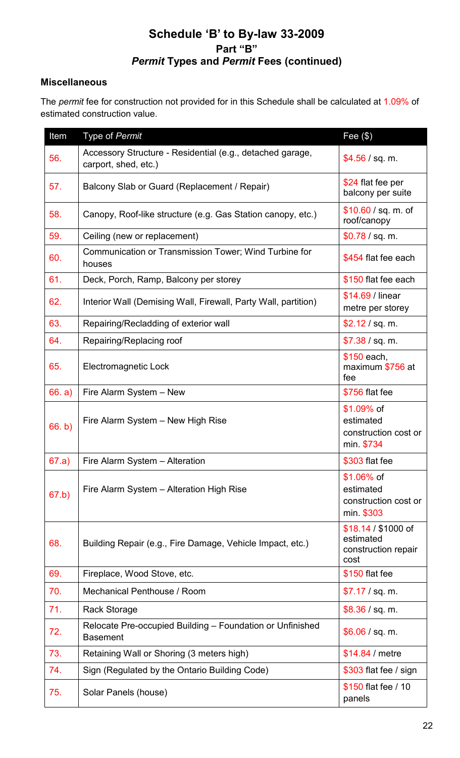# Schedule 'B' to By-law 33-2009

## Part "B"

## *Permit* Types and *Permit* Fees (continued)

### Miscellaneous

The *permit* fee for construction not provided for in this Schedule shall be calculated at 1.09% of estimated construction value.

| Item | Type of *Permit* | Fee ($) |
|---|---|---|
| 56. | Accessory Structure - Residential (e.g., detached garage, carport, shed, etc.) | $4.56 / sq. m. |
| 57. | Balcony Slab or Guard (Replacement / Repair) | $24 flat fee per balcony per suite |
| 58. | Canopy, Roof-like structure (e.g. Gas Station canopy, etc.) | $10.60 / sq. m. of roof/canopy |
| 59. | Ceiling (new or replacement) | $0.78 / sq. m. |
| 60. | Communication or Transmission Tower; Wind Turbine for houses | $454 flat fee each |
| 61. | Deck, Porch, Ramp, Balcony per storey | $150 flat fee each |
| 62. | Interior Wall (Demising Wall, Firewall, Party Wall, partition) | $14.69 / linear metre per storey |
| 63. | Repairing/Recladding of exterior wall | $2.12 / sq. m. |
| 64. | Repairing/Replacing roof | $7.38 / sq. m. |
| 65. | Electromagnetic Lock | $150 each, maximum $756 at fee |
| 66. a) | Fire Alarm System – New | $756 flat fee |
| 66. b) | Fire Alarm System – New High Rise | $1.09% of estimated construction cost or min. $734 |
| 67.a) | Fire Alarm System – Alteration | $303 flat fee |
| 67.b) | Fire Alarm System – Alteration High Rise | $1.06% of estimated construction cost or min. $303 |
| 68. | Building Repair (e.g., Fire Damage, Vehicle Impact, etc.) | $18.14 / $1000 of estimated construction repair cost |
| 69. | Fireplace, Wood Stove, etc. | $150 flat fee |
| 70. | Mechanical Penthouse / Room | $7.17 / sq. m. |
| 71. | Rack Storage | $8.36 / sq. m. |
| 72. | Relocate Pre-occupied Building – Foundation or Unfinished Basement | $6.06 / sq. m. |
| 73. | Retaining Wall or Shoring (3 meters high) | $14.84 / metre |
| 74. | Sign (Regulated by the Ontario Building Code) | $303 flat fee / sign |
| 75. | Solar Panels (house) | $150 flat fee / 10 panels |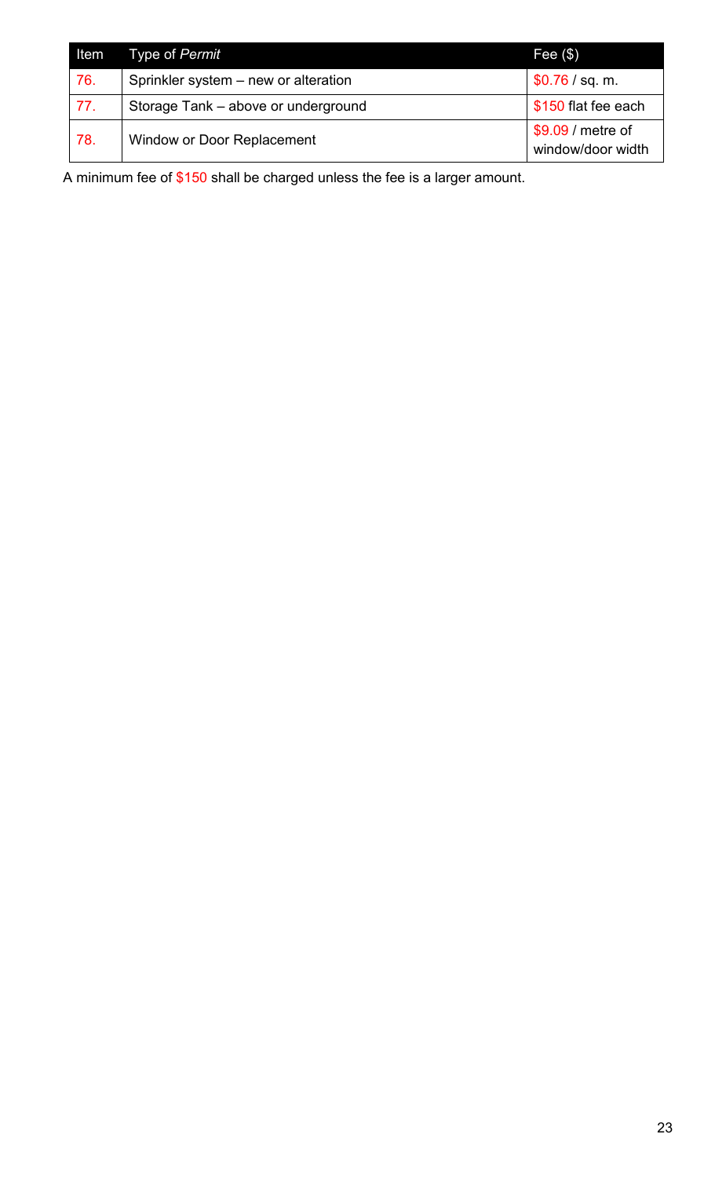| Item | Type of *Permit* | Fee ($) |
| --- | --- | --- |
| 76. | Sprinkler system – new or alteration | $0.76 / sq. m. |
| 77. | Storage Tank – above or underground | $150 flat fee each |
| 78. | Window or Door Replacement | $9.09 / metre of window/door width |

A minimum fee of $150 shall be charged unless the fee is a larger amount.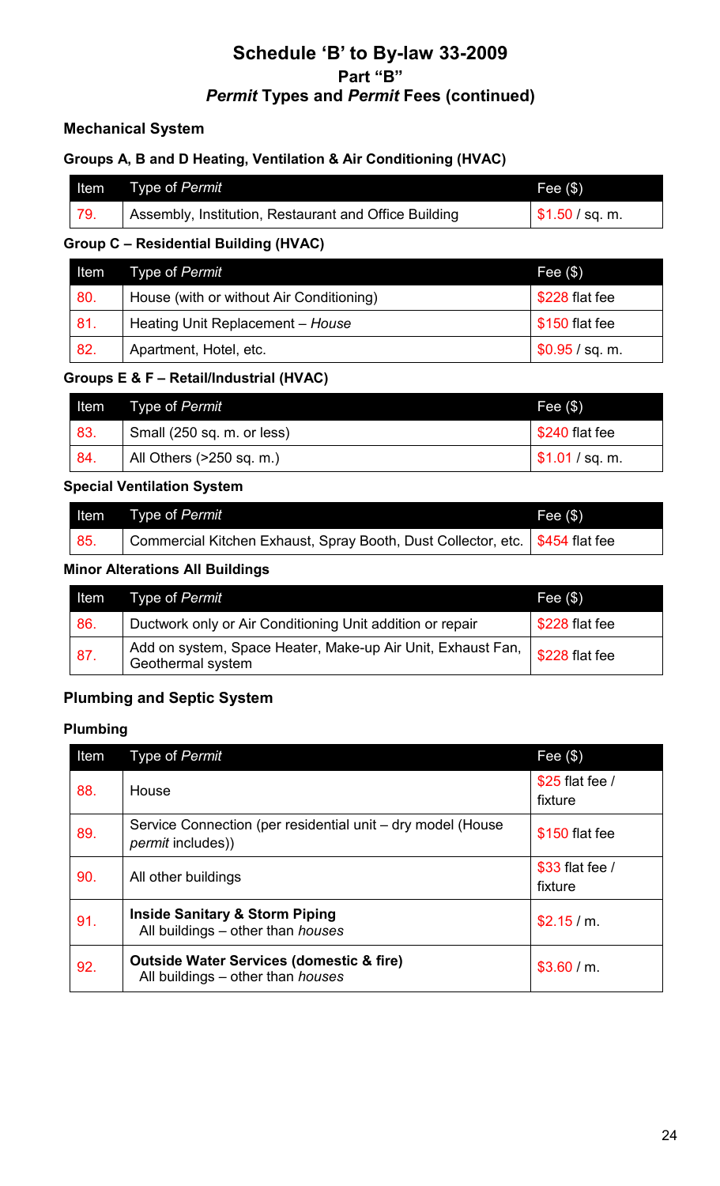# Schedule 'B' to By-law 33-2009

## Part "B"

## *Permit* Types and *Permit* Fees (continued)

### Mechanical System

#### Groups A, B and D Heating, Ventilation & Air Conditioning (HVAC)

| Item | Type of *Permit* | Fee ($) |
|---|---|---|
| 79. | Assembly, Institution, Restaurant and Office Building | $1.50 / sq. m. |

#### Group C – Residential Building (HVAC)

| Item | Type of *Permit* | Fee ($) |
|---|---|---|
| 80. | House (with or without Air Conditioning) | $228 flat fee |
| 81. | Heating Unit Replacement – *House* | $150 flat fee |
| 82. | Apartment, Hotel, etc. | $0.95 / sq. m. |

#### Groups E & F – Retail/Industrial (HVAC)

| Item | Type of *Permit* | Fee ($) |
|---|---|---|
| 83. | Small (250 sq. m. or less) | $240 flat fee |
| 84. | All Others (>250 sq. m.) | $1.01 / sq. m. |

#### Special Ventilation System

| Item | Type of *Permit* | Fee ($) |
|---|---|---|
| 85. | Commercial Kitchen Exhaust, Spray Booth, Dust Collector, etc. | $454 flat fee |

#### Minor Alterations All Buildings

| Item | Type of *Permit* | Fee ($) |
|---|---|---|
| 86. | Ductwork only or Air Conditioning Unit addition or repair | $228 flat fee |
| 87. | Add on system, Space Heater, Make-up Air Unit, Exhaust Fan, Geothermal system | $228 flat fee |

### Plumbing and Septic System

#### Plumbing

| Item | Type of *Permit* | Fee ($) |
|---|---|---|
| 88. | House | $25 flat fee / fixture |
| 89. | Service Connection (per residential unit – dry model (House *permit* includes)) | $150 flat fee |
| 90. | All other buildings | $33 flat fee / fixture |
| 91. | **Inside Sanitary & Storm Piping** All buildings – other than *houses* | $2.15 / m. |
| 92. | **Outside Water Services (domestic & fire)** All buildings – other than *houses* | $3.60 / m. |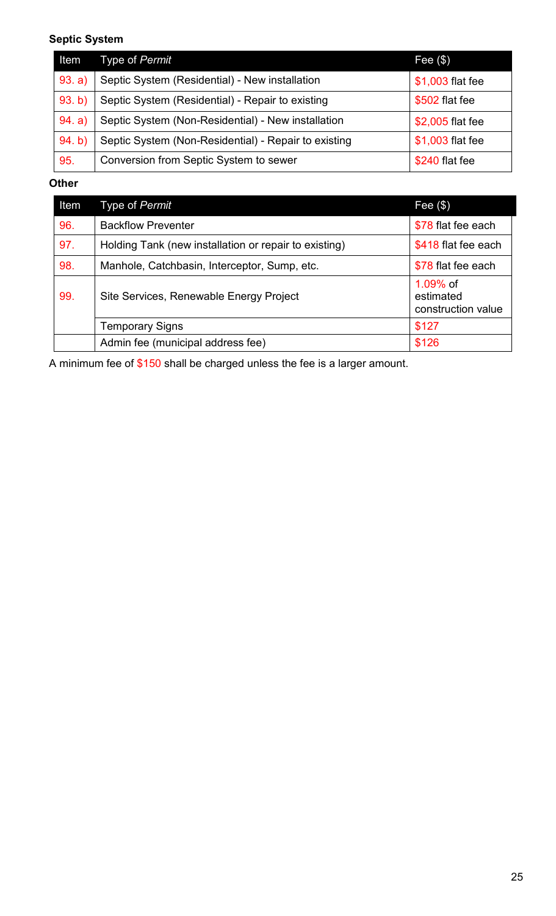**Septic System**

| Item | Type of *Permit* | Fee ($) |
|---|---|---|
| 93. a) | Septic System (Residential) - New installation | $1,003 flat fee |
| 93. b) | Septic System (Residential) - Repair to existing | $502 flat fee |
| 94. a) | Septic System (Non-Residential) - New installation | $2,005 flat fee |
| 94. b) | Septic System (Non-Residential) - Repair to existing | $1,003 flat fee |
| 95. | Conversion from Septic System to sewer | $240 flat fee |

**Other**

| Item | Type of *Permit* | Fee ($) |
|---|---|---|
| 96. | Backflow Preventer | $78 flat fee each |
| 97. | Holding Tank (new installation or repair to existing) | $418 flat fee each |
| 98. | Manhole, Catchbasin, Interceptor, Sump, etc. | $78 flat fee each |
| 99. | Site Services, Renewable Energy Project | 1.09% of estimated construction value |
| | Temporary Signs | $127 |
| | Admin fee (municipal address fee) | $126 |

A minimum fee of $150 shall be charged unless the fee is a larger amount.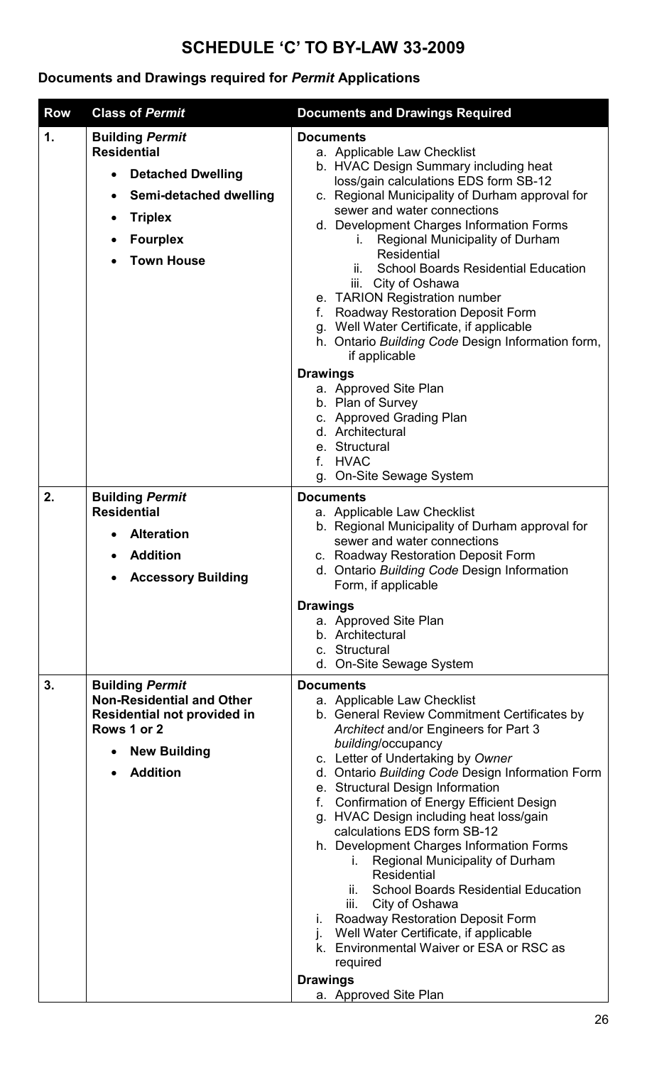# SCHEDULE 'C' TO BY-LAW 33-2009

## Documents and Drawings required for *Permit* Applications

| Row | Class of *Permit* | Documents and Drawings Required |
|---|---|---|
| 1. | **Building *Permit*** **Residential**<br>• **Detached Dwelling**<br>• **Semi-detached dwelling**<br>• **Triplex**<br>• **Fourplex**<br>• **Town House** | **Documents**<br>a. Applicable Law Checklist<br>b. HVAC Design Summary including heat loss/gain calculations EDS form SB-12<br>c. Regional Municipality of Durham approval for sewer and water connections<br>d. Development Charges Information Forms<br>i. Regional Municipality of Durham Residential<br>ii. School Boards Residential Education<br>iii. City of Oshawa<br>e. TARION Registration number<br>f. Roadway Restoration Deposit Form<br>g. Well Water Certificate, if applicable<br>h. Ontario *Building Code* Design Information form, if applicable<br>**Drawings**<br>a. Approved Site Plan<br>b. Plan of Survey<br>c. Approved Grading Plan<br>d. Architectural<br>e. Structural<br>f. HVAC<br>g. On-Site Sewage System |
| 2. | **Building *Permit*** **Residential**<br>• **Alteration**<br>• **Addition**<br>• **Accessory Building** | **Documents**<br>a. Applicable Law Checklist<br>b. Regional Municipality of Durham approval for sewer and water connections<br>c. Roadway Restoration Deposit Form<br>d. Ontario *Building Code* Design Information Form, if applicable<br>**Drawings**<br>a. Approved Site Plan<br>b. Architectural<br>c. Structural<br>d. On-Site Sewage System |
| 3. | **Building *Permit*** **Non-Residential and Other Residential not provided in Rows 1 or 2**<br>• **New Building**<br>• **Addition** | **Documents**<br>a. Applicable Law Checklist<br>b. General Review Commitment Certificates by *Architect* and/or Engineers for Part 3 *building*/occupancy<br>c. Letter of Undertaking by *Owner*<br>d. Ontario *Building Code* Design Information Form<br>e. Structural Design Information<br>f. Confirmation of Energy Efficient Design<br>g. HVAC Design including heat loss/gain calculations EDS form SB-12<br>h. Development Charges Information Forms<br>i. Regional Municipality of Durham Residential<br>ii. School Boards Residential Education<br>iii. City of Oshawa<br>i. Roadway Restoration Deposit Form<br>j. Well Water Certificate, if applicable<br>k. Environmental Waiver or ESA or RSC as required<br>**Drawings**<br>a. Approved Site Plan |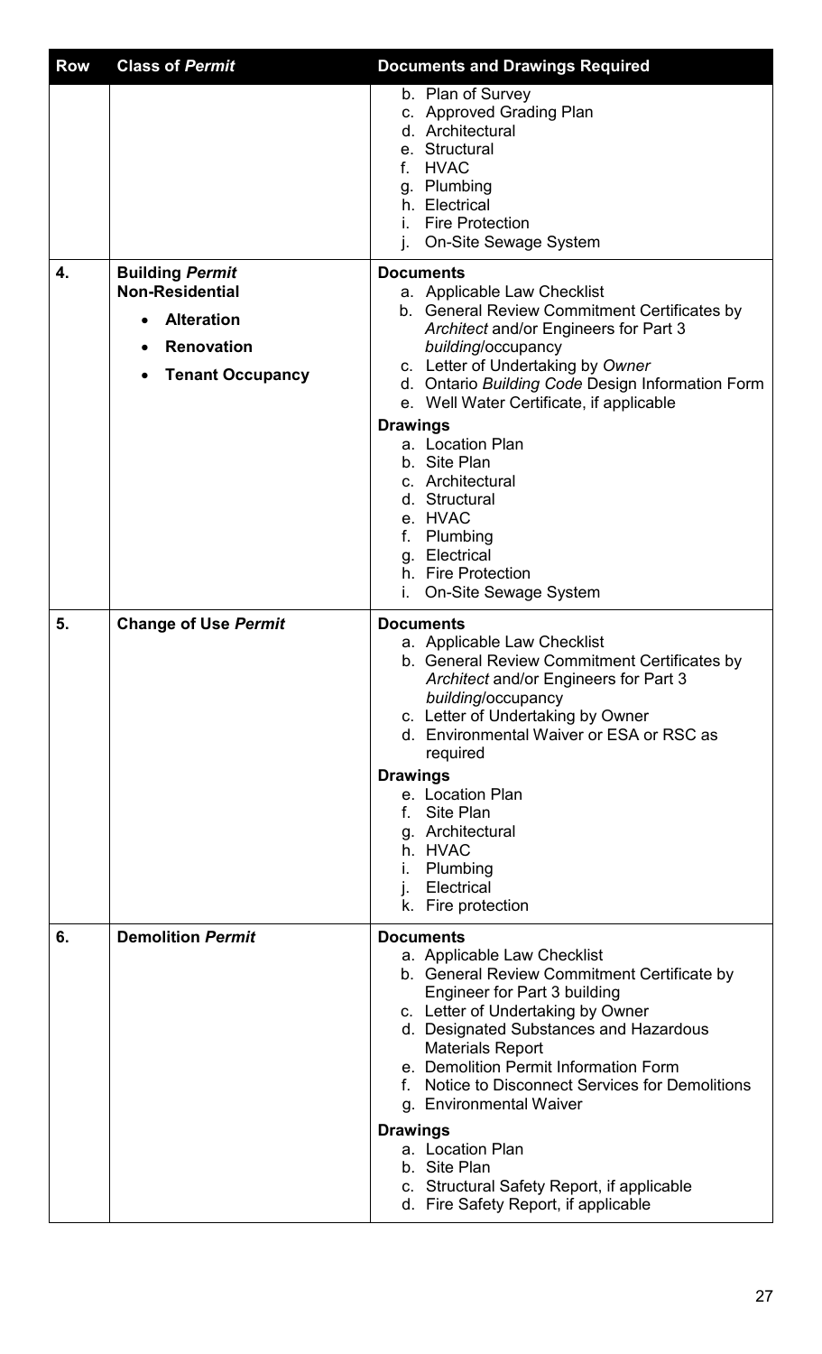| Row | Class of *Permit* | Documents and Drawings Required |
| --- | --- | --- |
| | | b. Plan of Survey<br>c. Approved Grading Plan<br>d. Architectural<br>e. Structural<br>f. HVAC<br>g. Plumbing<br>h. Electrical<br>i. Fire Protection<br>j. On-Site Sewage System |
| 4. | **Building *Permit* Non-Residential**<br>• **Alteration**<br>• **Renovation**<br>• **Tenant Occupancy** | **Documents**<br>a. Applicable Law Checklist<br>b. General Review Commitment Certificates by *Architect* and/or Engineers for Part 3 *building*/occupancy<br>c. Letter of Undertaking by *Owner*<br>d. Ontario *Building Code* Design Information Form<br>e. Well Water Certificate, if applicable<br>**Drawings**<br>a. Location Plan<br>b. Site Plan<br>c. Architectural<br>d. Structural<br>e. HVAC<br>f. Plumbing<br>g. Electrical<br>h. Fire Protection<br>i. On-Site Sewage System |
| 5. | **Change of Use *Permit*** | **Documents**<br>a. Applicable Law Checklist<br>b. General Review Commitment Certificates by *Architect* and/or Engineers for Part 3 *building*/occupancy<br>c. Letter of Undertaking by Owner<br>d. Environmental Waiver or ESA or RSC as required<br>**Drawings**<br>e. Location Plan<br>f. Site Plan<br>g. Architectural<br>h. HVAC<br>i. Plumbing<br>j. Electrical<br>k. Fire protection |
| 6. | **Demolition *Permit*** | **Documents**<br>a. Applicable Law Checklist<br>b. General Review Commitment Certificate by Engineer for Part 3 building<br>c. Letter of Undertaking by Owner<br>d. Designated Substances and Hazardous Materials Report<br>e. Demolition Permit Information Form<br>f. Notice to Disconnect Services for Demolitions<br>g. Environmental Waiver<br>**Drawings**<br>a. Location Plan<br>b. Site Plan<br>c. Structural Safety Report, if applicable<br>d. Fire Safety Report, if applicable |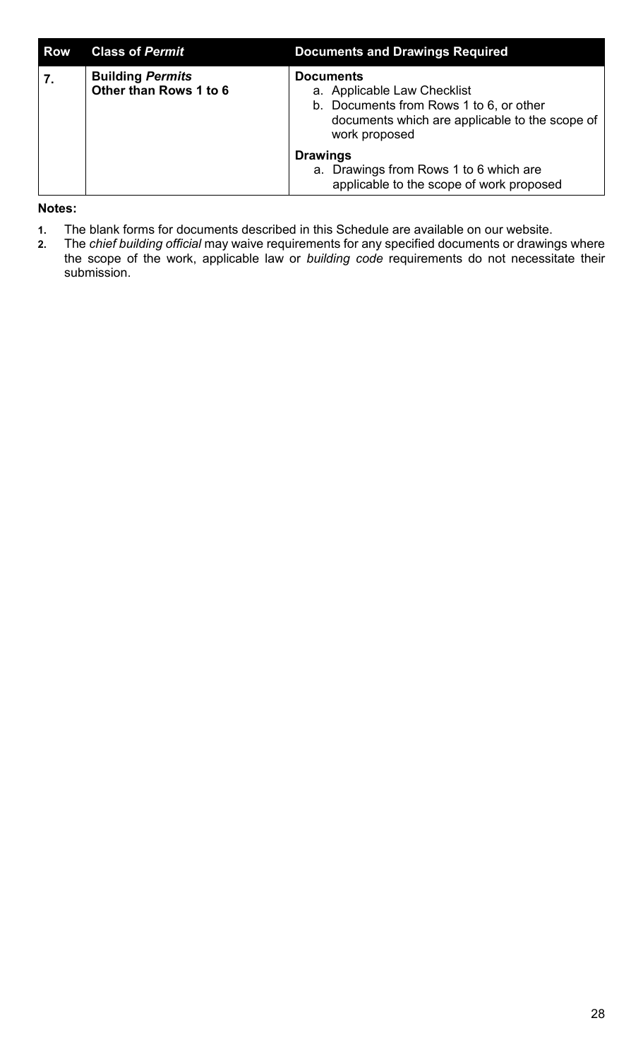| Row | Class of *Permit* | Documents and Drawings Required |
| --- | --- | --- |
| 7. | **Building *Permits* Other than Rows 1 to 6** | **Documents**<br>a. Applicable Law Checklist<br>b. Documents from Rows 1 to 6, or other documents which are applicable to the scope of work proposed<br><br>**Drawings**<br>a. Drawings from Rows 1 to 6 which are applicable to the scope of work proposed |

**Notes:**

1. The blank forms for documents described in this Schedule are available on our website.
2. The *chief building official* may waive requirements for any specified documents or drawings where the scope of the work, applicable law or *building code* requirements do not necessitate their submission.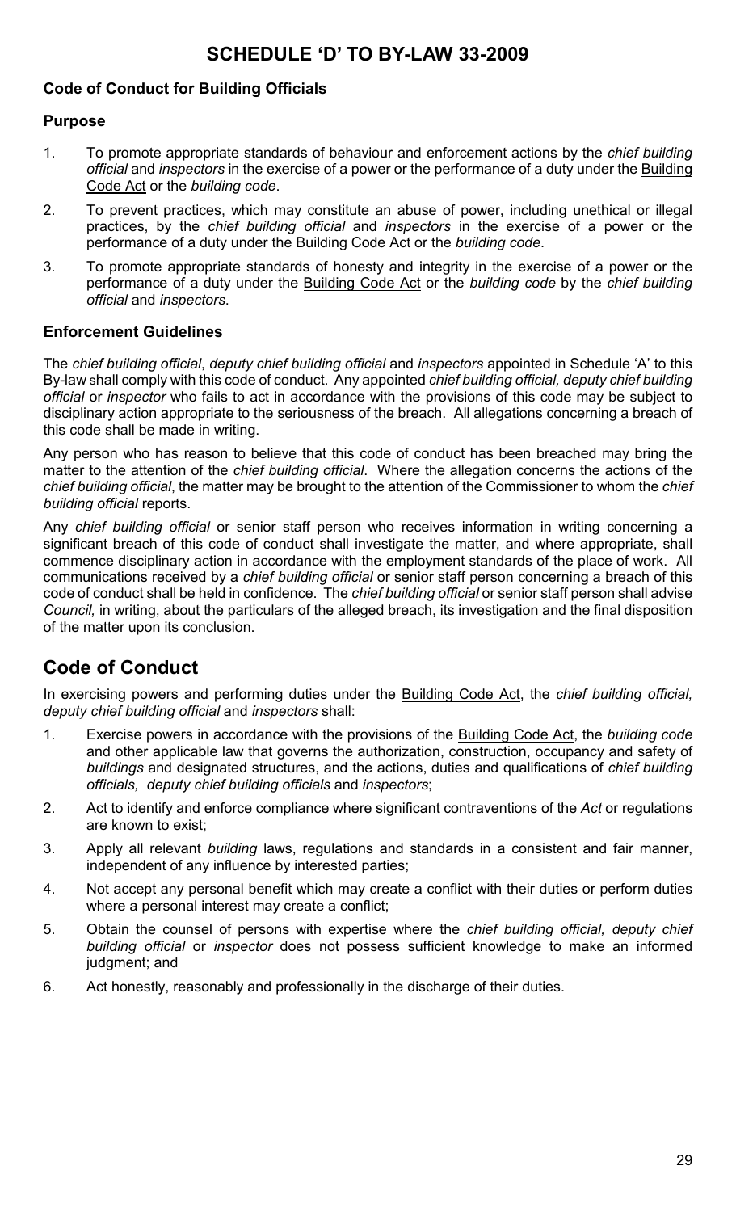# SCHEDULE 'D' TO BY-LAW 33-2009

### Code of Conduct for Building Officials

### Purpose

1. To promote appropriate standards of behaviour and enforcement actions by the *chief building official* and *inspectors* in the exercise of a power or the performance of a duty under the Building Code Act or the *building code*.
2. To prevent practices, which may constitute an abuse of power, including unethical or illegal practices, by the *chief building official* and *inspectors* in the exercise of a power or the performance of a duty under the Building Code Act or the *building code*.
3. To promote appropriate standards of honesty and integrity in the exercise of a power or the performance of a duty under the Building Code Act or the *building code* by the *chief building official* and *inspectors*.

### Enforcement Guidelines

The *chief building official*, *deputy chief building official* and *inspectors* appointed in Schedule 'A' to this By-law shall comply with this code of conduct. Any appointed *chief building official, deputy chief building official* or *inspector* who fails to act in accordance with the provisions of this code may be subject to disciplinary action appropriate to the seriousness of the breach. All allegations concerning a breach of this code shall be made in writing.

Any person who has reason to believe that this code of conduct has been breached may bring the matter to the attention of the *chief building official*. Where the allegation concerns the actions of the *chief building official*, the matter may be brought to the attention of the Commissioner to whom the *chief building official* reports.

Any *chief building official* or senior staff person who receives information in writing concerning a significant breach of this code of conduct shall investigate the matter, and where appropriate, shall commence disciplinary action in accordance with the employment standards of the place of work. All communications received by a *chief building official* or senior staff person concerning a breach of this code of conduct shall be held in confidence. The *chief building official* or senior staff person shall advise *Council,* in writing, about the particulars of the alleged breach, its investigation and the final disposition of the matter upon its conclusion.

## Code of Conduct

In exercising powers and performing duties under the Building Code Act, the *chief building official, deputy chief building official* and *inspectors* shall:

1. Exercise powers in accordance with the provisions of the Building Code Act, the *building code* and other applicable law that governs the authorization, construction, occupancy and safety of *buildings* and designated structures, and the actions, duties and qualifications of *chief building officials, deputy chief building officials* and *inspectors*;
2. Act to identify and enforce compliance where significant contraventions of the *Act* or regulations are known to exist;
3. Apply all relevant *building* laws, regulations and standards in a consistent and fair manner, independent of any influence by interested parties;
4. Not accept any personal benefit which may create a conflict with their duties or perform duties where a personal interest may create a conflict;
5. Obtain the counsel of persons with expertise where the *chief building official, deputy chief building official* or *inspector* does not possess sufficient knowledge to make an informed judgment; and
6. Act honestly, reasonably and professionally in the discharge of their duties.